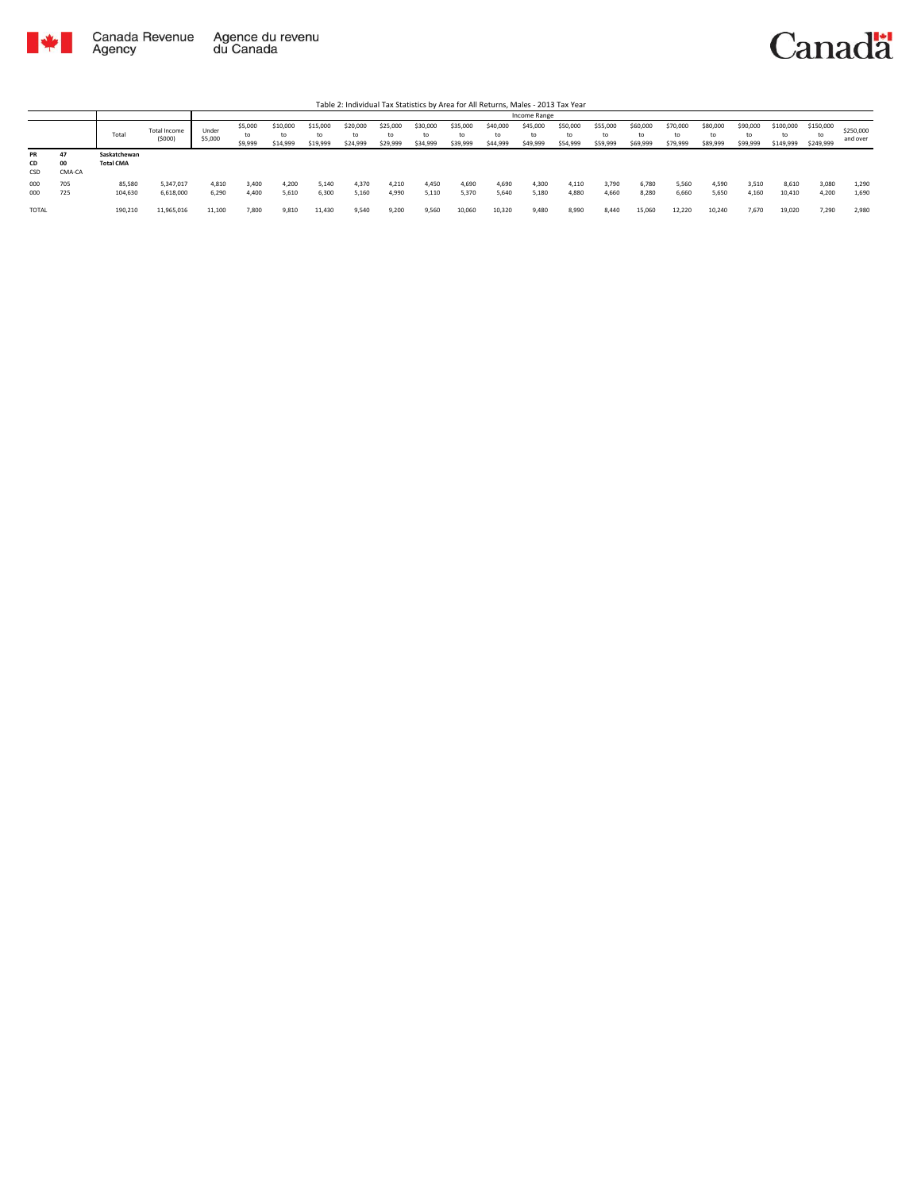Canada Revenue Agency / Agence du revenu du Canada

Canada

Table 2: Individual Tax Statistics by Area for All Returns, Males - 2013 Tax Year

| | | Total | Total Income ($000) | Income Range | | | | | | | | | | | | | | | | | | | | |
|---|---|---|---|---|---|---|---|---|---|---|---|---|---|---|---|---|---|---|---|---|---|---|---|---|
| | | | | Under $5,000 | $5,000 to $9,999 | $10,000 to $14,999 | $15,000 to $19,999 | $20,000 to $24,999 | $25,000 to $29,999 | $30,000 to $34,999 | $35,000 to $39,999 | $40,000 to $44,999 | $45,000 to $49,999 | $50,000 to $54,999 | $55,000 to $59,999 | $60,000 to $69,999 | $70,000 to $79,999 | $80,000 to $89,999 | $90,000 to $99,999 | $100,000 to $149,999 | $150,000 to $249,999 | $250,000 and over |
| **PR** / **CD** / CSD | **47** / **00** / CMA-CA | **Saskatchewan** / **Total CMA** | | | | | | | | | | | | | | | | | | | | |
| 000 | 705 | 85,580 | 5,347,017 | 4,810 | 3,400 | 4,200 | 5,140 | 4,370 | 4,210 | 4,450 | 4,690 | 4,690 | 4,300 | 4,110 | 3,790 | 6,780 | 5,560 | 4,590 | 3,510 | 8,610 | 3,080 | 1,290 |
| 000 | 725 | 104,630 | 6,618,000 | 6,290 | 4,400 | 5,610 | 6,300 | 5,160 | 4,990 | 5,110 | 5,370 | 5,640 | 5,180 | 4,880 | 4,660 | 8,280 | 6,660 | 5,650 | 4,160 | 10,410 | 4,200 | 1,690 |
| TOTAL | | 190,210 | 11,965,016 | 11,100 | 7,800 | 9,810 | 11,430 | 9,540 | 9,200 | 9,560 | 10,060 | 10,320 | 9,480 | 8,990 | 8,440 | 15,060 | 12,220 | 10,240 | 7,670 | 19,020 | 7,290 | 2,980 |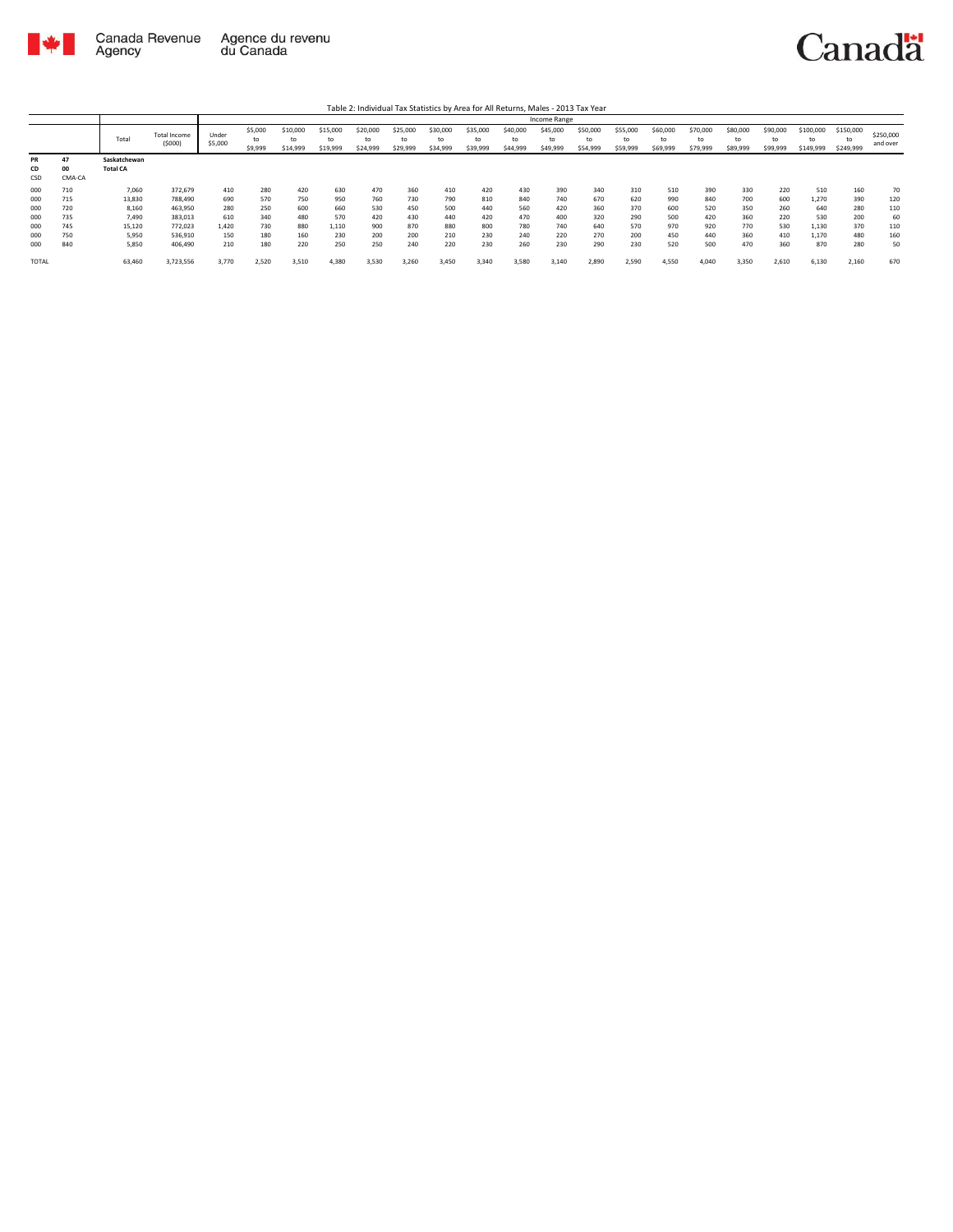Table 2: Individual Tax Statistics by Area for All Returns, Males - 2013 Tax Year

| | | Total | Total Income ($000) | Income Range | | | | | | | | | | | | | | | | | | | |
|---|---|---|---|---|---|---|---|---|---|---|---|---|---|---|---|---|---|---|---|---|---|---|---|
| | | | | Under $5,000 | $5,000 to $9,999 | $10,000 to $14,999 | $15,000 to $19,999 | $20,000 to $24,999 | $25,000 to $29,999 | $30,000 to $34,999 | $35,000 to $39,999 | $40,000 to $44,999 | $45,000 to $49,999 | $50,000 to $54,999 | $55,000 to $59,999 | $60,000 to $69,999 | $70,000 to $79,999 | $80,000 to $89,999 | $90,000 to $99,999 | $100,000 to $149,999 | $150,000 to $249,999 | $250,000 and over |
| PR | 47 | Saskatchewan | | | | | | | | | | | | | | | | | | | | | |
| CD | 00 | Total CA | | | | | | | | | | | | | | | | | | | | | |
| CSD | CMA-CA | | | | | | | | | | | | | | | | | | | | | | |
| 000 | 710 | 7,060 | 372,679 | 410 | 280 | 420 | 630 | 470 | 360 | 410 | 420 | 430 | 390 | 340 | 310 | 510 | 390 | 330 | 220 | 510 | 160 | 70 |
| 000 | 715 | 13,830 | 788,490 | 690 | 570 | 750 | 950 | 760 | 730 | 790 | 810 | 840 | 740 | 670 | 620 | 990 | 840 | 700 | 600 | 1,270 | 390 | 120 |
| 000 | 720 | 8,160 | 463,950 | 280 | 250 | 600 | 660 | 530 | 450 | 500 | 440 | 560 | 420 | 360 | 370 | 600 | 520 | 350 | 260 | 640 | 280 | 110 |
| 000 | 735 | 7,490 | 383,013 | 610 | 340 | 480 | 570 | 420 | 430 | 440 | 420 | 470 | 400 | 320 | 290 | 500 | 420 | 360 | 220 | 530 | 200 | 60 |
| 000 | 745 | 15,120 | 772,023 | 1,420 | 730 | 880 | 1,110 | 900 | 870 | 880 | 800 | 780 | 740 | 640 | 570 | 970 | 920 | 770 | 530 | 1,130 | 370 | 110 |
| 000 | 750 | 5,950 | 536,910 | 150 | 180 | 160 | 230 | 200 | 200 | 210 | 230 | 240 | 220 | 270 | 200 | 450 | 440 | 360 | 410 | 1,170 | 480 | 160 |
| 000 | 840 | 5,850 | 406,490 | 210 | 180 | 220 | 250 | 250 | 240 | 220 | 230 | 260 | 230 | 290 | 230 | 520 | 500 | 470 | 360 | 870 | 280 | 50 |
| TOTAL | | 63,460 | 3,723,556 | 3,770 | 2,520 | 3,510 | 4,380 | 3,530 | 3,260 | 3,450 | 3,340 | 3,580 | 3,140 | 2,890 | 2,590 | 4,550 | 4,040 | 3,350 | 2,610 | 6,130 | 2,160 | 670 |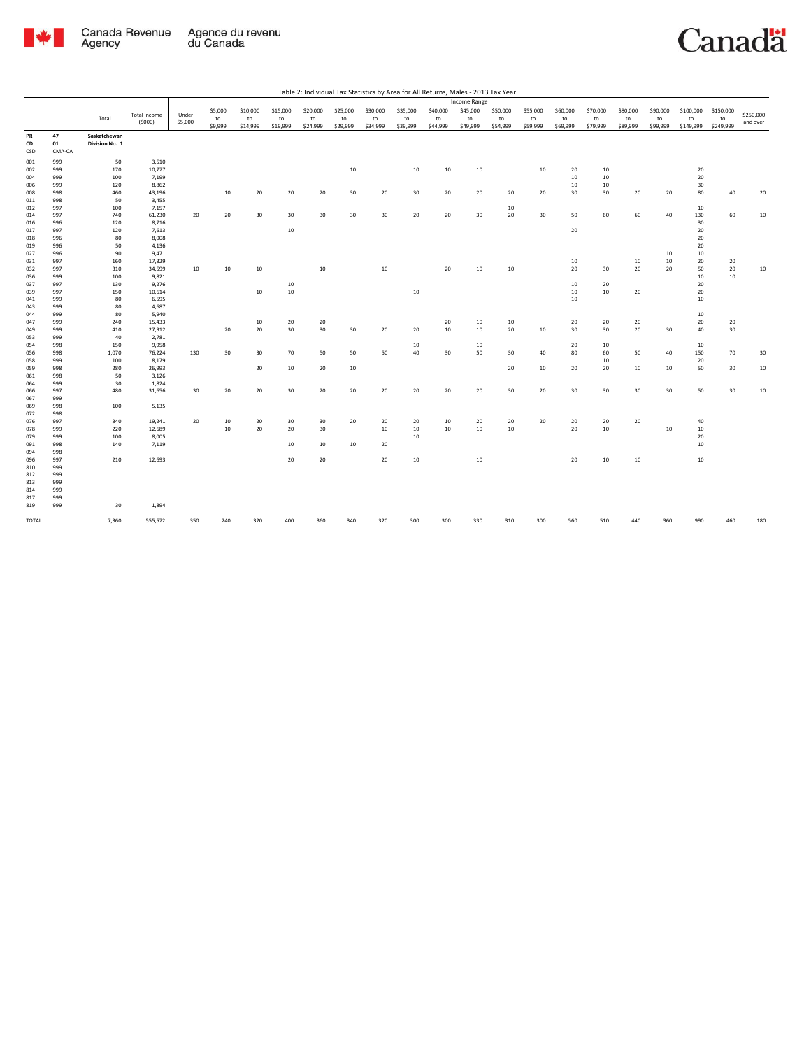Table 2: Individual Tax Statistics by Area for All Returns, Males - 2013 Tax Year

| | | Total | Total Income ($000) | Under $5,000 | $5,000 to $9,999 | $10,000 to $14,999 | $15,000 to $19,999 | $20,000 to $24,999 | $25,000 to $29,999 | $30,000 to $34,999 | $35,000 to $39,999 | $40,000 to $44,999 | $45,000 to $49,999 | $50,000 to $54,999 | $55,000 to $59,999 | $60,000 to $69,999 | $70,000 to $79,999 | $80,000 to $89,999 | $90,000 to $99,999 | $100,000 to $149,999 | $150,000 to $249,999 | $250,000 and over |
|---|---|---|---|---|---|---|---|---|---|---|---|---|---|---|---|---|---|---|---|---|---|---|
| PR | 47 | Saskatchewan | | | | | | | | | | | | | | | | | | | | |
| CD | 01 | Division No. 1 | | | | | | | | | | | | | | | | | | | | |
| CSD | CMA-CA | | | | | | | | | | | | | | | | | | | | | |
| 001 | 999 | 50 | 3,510 | | | | | | | | | | | | | | | | | | | |
| 002 | 999 | 170 | 10,777 | | | | | | 10 | | 10 | 10 | 10 | | 10 | 20 | 10 | | | 20 | | |
| 004 | 999 | 100 | 7,199 | | | | | | | | | | | | | 10 | 10 | | | 20 | | |
| 006 | 999 | 120 | 8,862 | | | | | | | | | | | | | 10 | 10 | | | 30 | | |
| 008 | 998 | 460 | 43,196 | | 10 | 20 | 20 | 20 | 30 | 20 | 30 | 20 | 20 | 20 | 20 | 30 | 30 | 20 | 20 | 80 | 40 | 20 |
| 011 | 998 | 50 | 3,455 | | | | | | | | | | | | | | | | | | | |
| 012 | 997 | 100 | 7,157 | | | | | | | | | | | 10 | | | | | | 10 | | |
| 014 | 997 | 740 | 61,230 | 20 | 20 | 30 | 30 | 30 | 30 | 30 | 20 | 20 | 30 | 20 | 30 | 50 | 60 | 60 | 40 | 130 | 60 | 10 |
| 016 | 996 | 120 | 8,716 | | | | | | | | | | | | | | | | | 30 | | |
| 017 | 997 | 120 | 7,613 | | | | 10 | | | | | | | | | 20 | | | | 20 | | |
| 018 | 996 | 80 | 8,008 | | | | | | | | | | | | | | | | | 20 | | |
| 019 | 996 | 50 | 4,136 | | | | | | | | | | | | | | | | | 20 | | |
| 027 | 996 | 90 | 9,471 | | | | | | | | | | | | | | | | 10 | 10 | | |
| 031 | 997 | 160 | 17,329 | | | | | | | | | | | | | 10 | | 10 | 10 | 20 | 20 | |
| 032 | 997 | 310 | 34,599 | 10 | 10 | 10 | | 10 | | 10 | | 20 | 10 | 10 | | 20 | 30 | 20 | 20 | 50 | 20 | 10 |
| 036 | 999 | 100 | 9,821 | | | | | | | | | | | | | | | | | 10 | 10 | |
| 037 | 997 | 130 | 9,276 | | | | 10 | | | | | | | | | 10 | 20 | | | 20 | | |
| 039 | 997 | 150 | 10,614 | | | 10 | 10 | | | | 10 | | | | | 10 | 10 | 20 | | 20 | | |
| 041 | 999 | 80 | 6,595 | | | | | | | | | | | | | 10 | | | | 10 | | |
| 043 | 999 | 80 | 4,687 | | | | | | | | | | | | | | | | | | | |
| 044 | 999 | 80 | 5,940 | | | | | | | | | | | | | | | | | 10 | | |
| 047 | 999 | 240 | 15,433 | | | 10 | 20 | 20 | | | | 20 | 10 | 10 | | 20 | 20 | 20 | | 20 | 20 | |
| 049 | 999 | 410 | 27,912 | | 20 | 20 | 30 | 30 | 30 | 20 | 20 | 10 | 10 | 20 | 10 | 30 | 30 | 20 | 30 | 40 | 30 | |
| 053 | 999 | 40 | 2,781 | | | | | | | | | | | | | | | | | | | |
| 054 | 998 | 150 | 9,958 | | | | | | | | 10 | | 10 | | | 20 | 10 | | | 10 | | |
| 056 | 998 | 1,070 | 76,224 | 130 | 30 | 30 | 70 | 50 | 50 | 50 | 40 | 30 | 50 | 30 | 40 | 80 | 60 | 50 | 40 | 150 | 70 | 30 |
| 058 | 999 | 100 | 8,179 | | | | | | | | | | | | | | 10 | | | 20 | | |
| 059 | 998 | 280 | 26,993 | | | 20 | 10 | 20 | 10 | | | | | 20 | 10 | 20 | 20 | 10 | 10 | 50 | 30 | 10 |
| 061 | 998 | 50 | 3,126 | | | | | | | | | | | | | | | | | | | |
| 064 | 999 | 30 | 1,824 | | | | | | | | | | | | | | | | | | | |
| 066 | 997 | 480 | 31,656 | 30 | 20 | 20 | 30 | 20 | 20 | 20 | 20 | 20 | 20 | 30 | 20 | 30 | 30 | 30 | 30 | 50 | 30 | 10 |
| 067 | 999 | | | | | | | | | | | | | | | | | | | | | |
| 069 | 998 | 100 | 5,135 | | | | | | | | | | | | | | | | | | | |
| 072 | 998 | | | | | | | | | | | | | | | | | | | | | |
| 076 | 997 | 340 | 19,241 | 20 | 10 | 20 | 30 | 30 | 20 | 20 | 20 | 10 | 20 | 20 | 20 | 20 | 20 | 20 | | 40 | | |
| 078 | 999 | 220 | 12,689 | | 10 | 20 | 20 | 30 | | 10 | 10 | 10 | 10 | 10 | | 20 | 10 | | 10 | 10 | | |
| 079 | 999 | 100 | 8,005 | | | | | | | | 10 | | | | | | | | | 20 | | |
| 091 | 998 | 140 | 7,119 | | | | 10 | 10 | 10 | 20 | | | | | | | | | | 10 | | |
| 094 | 998 | | | | | | | | | | | | | | | | | | | | | |
| 096 | 997 | 210 | 12,693 | | | | 20 | 20 | | 20 | 10 | | 10 | | | 20 | 10 | 10 | | 10 | | |
| 810 | 999 | | | | | | | | | | | | | | | | | | | | | |
| 812 | 999 | | | | | | | | | | | | | | | | | | | | | |
| 813 | 999 | | | | | | | | | | | | | | | | | | | | | |
| 814 | 999 | | | | | | | | | | | | | | | | | | | | | |
| 817 | 999 | | | | | | | | | | | | | | | | | | | | | |
| 819 | 999 | 30 | 1,894 | | | | | | | | | | | | | | | | | | | |
| TOTAL | | 7,360 | 555,572 | 350 | 240 | 320 | 400 | 360 | 340 | 320 | 300 | 300 | 330 | 310 | 300 | 560 | 510 | 440 | 360 | 990 | 460 | 180 |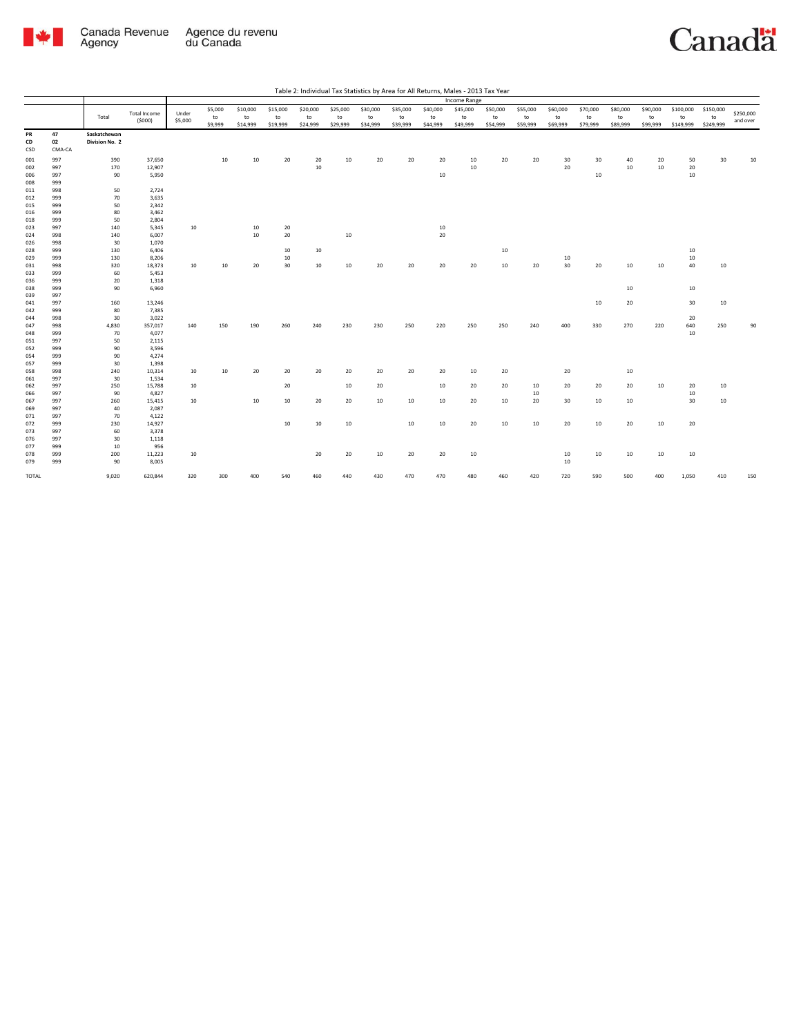Table 2: Individual Tax Statistics by Area for All Returns, Males - 2013 Tax Year

| PR<br>CD<br>CSD | 47<br>02<br>CMA-CA | Total | Total Income ($000) | Income Range<br>Under $5,000 | $5,000 to $9,999 | $10,000 to $14,999 | $15,000 to $19,999 | $20,000 to $24,999 | $25,000 to $29,999 | $30,000 to $34,999 | $35,000 to $39,999 | $40,000 to $44,999 | $45,000 to $49,999 | $50,000 to $54,999 | $55,000 to $59,999 | $60,000 to $69,999 | $70,000 to $79,999 | $80,000 to $89,999 | $90,000 to $99,999 | $100,000 to $149,999 | $150,000 to $249,999 | $250,000 and over |
|---|---|---|---|---|---|---|---|---|---|---|---|---|---|---|---|---|---|---|---|---|---|---|
| | | Saskatchewan Division No. 2 | | | | | | | | | | | | | | | | | | | | |
| 001 | 997 | 390 | 37,650 | | 10 | 10 | 20 | 20 | 10 | 20 | 20 | 20 | 10 | 20 | 20 | 30 | 30 | 40 | 20 | 50 | 30 | 10 |
| 002 | 997 | 170 | 12,907 | | | | | 10 | | | | | 10 | | | 20 | | 10 | 10 | 20 | | |
| 006 | 997 | 90 | 5,950 | | | | | | | | | 10 | | | | | 10 | | | 10 | | |
| 008 | 999 | | | | | | | | | | | | | | | | | | | | | |
| 011 | 998 | 50 | 2,724 | | | | | | | | | | | | | | | | | | | |
| 012 | 999 | 70 | 3,635 | | | | | | | | | | | | | | | | | | | |
| 015 | 999 | 50 | 2,342 | | | | | | | | | | | | | | | | | | | |
| 016 | 999 | 80 | 3,462 | | | | | | | | | | | | | | | | | | | |
| 018 | 999 | 50 | 2,804 | | | | | | | | | | | | | | | | | | | |
| 023 | 997 | 140 | 5,345 | 10 | | 10 | 20 | | | | | 10 | | | | | | | | | | |
| 024 | 998 | 140 | 6,007 | | | 10 | 20 | | 10 | | | 20 | | | | | | | | | | |
| 026 | 998 | 30 | 1,070 | | | | | | | | | | | | | | | | | | | |
| 028 | 999 | 130 | 6,406 | | | | 10 | 10 | | | | | | 10 | | | | | | 10 | | |
| 029 | 999 | 130 | 8,206 | | | | 10 | | | | | | | | | 10 | | | | 10 | | |
| 031 | 998 | 320 | 18,373 | 10 | 10 | 20 | 30 | 10 | 10 | 20 | 20 | 20 | 20 | 10 | 20 | 30 | 20 | 10 | 10 | 40 | 10 | |
| 033 | 999 | 60 | 5,453 | | | | | | | | | | | | | | | | | | | |
| 036 | 999 | 20 | 1,318 | | | | | | | | | | | | | | | | | | | |
| 038 | 999 | 90 | 6,960 | | | | | | | | | | | | | | | 10 | | 10 | | |
| 039 | 997 | | | | | | | | | | | | | | | | | | | | | |
| 041 | 997 | 160 | 13,246 | | | | | | | | | | | | | | 10 | 20 | | 30 | 10 | |
| 042 | 999 | 80 | 7,385 | | | | | | | | | | | | | | | | | | | |
| 044 | 998 | 30 | 3,022 | | | | | | | | | | | | | | | | | 20 | | |
| 047 | 998 | 4,830 | 357,017 | 140 | 150 | 190 | 260 | 240 | 230 | 230 | 250 | 220 | 250 | 250 | 240 | 400 | 330 | 270 | 220 | 640 | 250 | 90 |
| 048 | 999 | 70 | 4,077 | | | | | | | | | | | | | | | | | 10 | | |
| 051 | 997 | 50 | 2,115 | | | | | | | | | | | | | | | | | | | |
| 052 | 999 | 90 | 3,596 | | | | | | | | | | | | | | | | | | | |
| 054 | 999 | 90 | 4,274 | | | | | | | | | | | | | | | | | | | |
| 057 | 999 | 30 | 1,398 | | | | | | | | | | | | | | | | | | | |
| 058 | 998 | 240 | 10,314 | 10 | 10 | 20 | 20 | 20 | 20 | 20 | 20 | 20 | 10 | 20 | | 20 | | 10 | | | | |
| 061 | 997 | 30 | 1,534 | | | | | | | | | | | | | | | | | | | |
| 062 | 997 | 250 | 15,788 | 10 | | | 20 | | 10 | 20 | | 10 | 20 | 20 | 10 | 20 | 20 | 20 | 10 | 20 | 10 | |
| 066 | 997 | 90 | 4,827 | | | | | | | | | | | | 10 | | | | | 10 | | |
| 067 | 997 | 260 | 15,415 | 10 | | 10 | 10 | 20 | 20 | 10 | 10 | 10 | 20 | 10 | 20 | 30 | 10 | 10 | | 30 | 10 | |
| 069 | 997 | 40 | 2,087 | | | | | | | | | | | | | | | | | | | |
| 071 | 997 | 70 | 4,122 | | | | | | | | | | | | | | | | | | | |
| 072 | 999 | 230 | 14,927 | | | | 10 | 10 | 10 | | 10 | 10 | 20 | 10 | 10 | 20 | 10 | 20 | 10 | 20 | | |
| 073 | 999 | 60 | 3,378 | | | | | | | | | | | | | | | | | | | |
| 076 | 997 | 30 | 1,118 | | | | | | | | | | | | | | | | | | | |
| 077 | 999 | 10 | 956 | | | | | | | | | | | | | | | | | | | |
| 078 | 999 | 200 | 11,223 | 10 | | | | 20 | 20 | 10 | 20 | 20 | 10 | | | 10 | 10 | 10 | 10 | 10 | | |
| 079 | 999 | 90 | 8,005 | | | | | | | | | | | | | 10 | | | | | | |
| TOTAL | | 9,020 | 620,844 | 320 | 300 | 400 | 540 | 460 | 440 | 430 | 470 | 470 | 480 | 460 | 420 | 720 | 590 | 500 | 400 | 1,050 | 410 | 150 |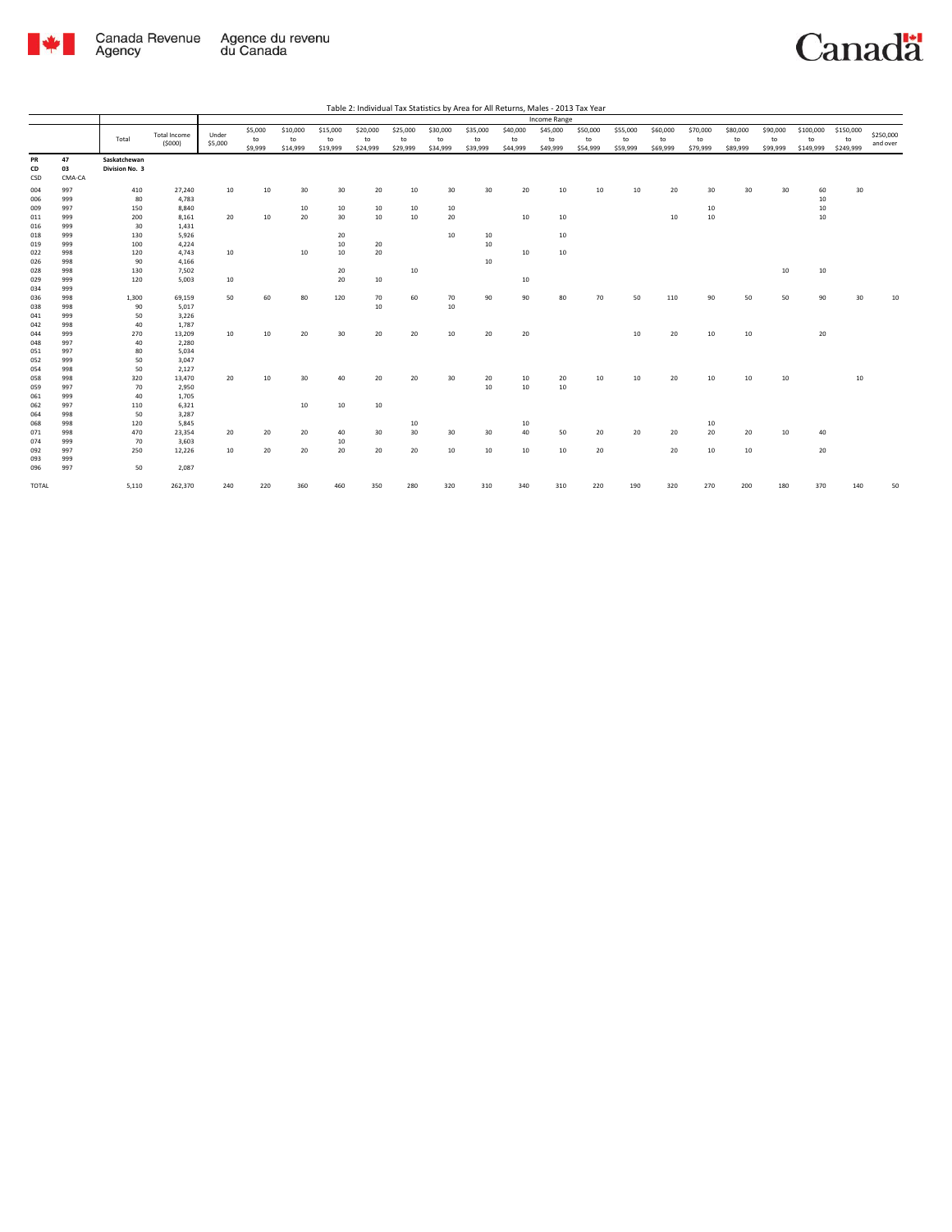Table 2: Individual Tax Statistics by Area for All Returns, Males - 2013 Tax Year

| | | | | Income Range | | | | | | | | | | | | | | | | | | |
|---|---|---|---|---|---|---|---|---|---|---|---|---|---|---|---|---|---|---|---|---|---|---|
| | | Total | Total Income ($000) | Under $5,000 | $5,000 to $9,999 | $10,000 to $14,999 | $15,000 to $19,999 | $20,000 to $24,999 | $25,000 to $29,999 | $30,000 to $34,999 | $35,000 to $39,999 | $40,000 to $44,999 | $45,000 to $49,999 | $50,000 to $54,999 | $55,000 to $59,999 | $60,000 to $69,999 | $70,000 to $79,999 | $80,000 to $89,999 | $90,000 to $99,999 | $100,000 to $149,999 | $150,000 to $249,999 | $250,000 and over |
| PR | 47 | Saskatchewan | | | | | | | | | | | | | | | | | | | | |
| CD | 03 | Division No. 3 | | | | | | | | | | | | | | | | | | | | |
| CSD | CMA-CA | | | | | | | | | | | | | | | | | | | | | |
| 004 | 997 | 410 | 27,240 | 10 | 10 | 30 | 30 | 20 | 10 | 30 | 30 | 20 | 10 | 10 | 10 | 20 | 30 | 30 | 30 | 60 | 30 | |
| 006 | 999 | 80 | 4,783 | | | | | | | | | | | | | | | | | 10 | | |
| 009 | 997 | 150 | 8,840 | | | 10 | 10 | 10 | 10 | 10 | | | | | | | 10 | | | 10 | | |
| 011 | 999 | 200 | 8,161 | 20 | 10 | 20 | 30 | 10 | 10 | 20 | | 10 | 10 | | | 10 | 10 | | | 10 | | |
| 016 | 999 | 30 | 1,431 | | | | | | | | | | | | | | | | | | | |
| 018 | 999 | 130 | 5,926 | | | | 20 | | | 10 | 10 | | 10 | | | | | | | | | |
| 019 | 999 | 100 | 4,224 | | | | 10 | 20 | | | 10 | | | | | | | | | | | |
| 022 | 998 | 120 | 4,743 | 10 | | 10 | 10 | 20 | | | | 10 | 10 | | | | | | | | | |
| 026 | 998 | 90 | 4,166 | | | | | | | | 10 | | | | | | | | | | | |
| 028 | 998 | 130 | 7,502 | | | | 20 | | 10 | | | | | | | | | | 10 | 10 | | |
| 029 | 999 | 120 | 5,003 | 10 | | | 20 | 10 | | | | 10 | | | | | | | | | | |
| 034 | 999 | | | | | | | | | | | | | | | | | | | | | |
| 036 | 998 | 1,300 | 69,159 | 50 | 60 | 80 | 120 | 70 | 60 | 70 | 90 | 90 | 80 | 70 | 50 | 110 | 90 | 50 | 50 | 90 | 30 | 10 |
| 038 | 998 | 90 | 5,017 | | | | | 10 | | 10 | | | | | | | | | | | | |
| 041 | 999 | 50 | 3,226 | | | | | | | | | | | | | | | | | | | |
| 042 | 998 | 40 | 1,787 | | | | | | | | | | | | | | | | | | | |
| 044 | 999 | 270 | 13,209 | 10 | 10 | 20 | 30 | 20 | 20 | 10 | 20 | 20 | | | 10 | 20 | 10 | 10 | | 20 | | |
| 048 | 997 | 40 | 2,280 | | | | | | | | | | | | | | | | | | | |
| 051 | 997 | 80 | 5,034 | | | | | | | | | | | | | | | | | | | |
| 052 | 999 | 50 | 3,047 | | | | | | | | | | | | | | | | | | | |
| 054 | 998 | 50 | 2,127 | | | | | | | | | | | | | | | | | | | |
| 058 | 998 | 320 | 13,470 | 20 | 10 | 30 | 40 | 20 | 20 | 30 | 20 | 10 | 20 | 10 | 10 | 20 | 10 | 10 | 10 | | 10 | |
| 059 | 997 | 70 | 2,950 | | | | | | | | 10 | 10 | 10 | | | | | | | | | |
| 061 | 999 | 40 | 1,705 | | | | | | | | | | | | | | | | | | | |
| 062 | 997 | 110 | 6,321 | | | 10 | 10 | 10 | | | | | | | | | | | | | | |
| 064 | 998 | 50 | 3,287 | | | | | | | | | | | | | | | | | | | |
| 068 | 998 | 120 | 5,845 | | | | | | 10 | | | 10 | | | | | 10 | | | | | |
| 071 | 998 | 470 | 23,354 | 20 | 20 | 20 | 40 | 30 | 30 | 30 | 30 | 40 | 50 | 20 | 20 | 20 | 20 | 20 | 10 | 40 | | |
| 074 | 999 | 70 | 3,603 | | | | 10 | | | | | | | | | | | | | | | |
| 092 | 997 | 250 | 12,226 | 10 | 20 | 20 | 20 | 20 | 20 | 10 | 10 | 10 | 10 | 20 | | 20 | 10 | 10 | | 20 | | |
| 093 | 999 | | | | | | | | | | | | | | | | | | | | | |
| 096 | 997 | 50 | 2,087 | | | | | | | | | | | | | | | | | | | |
| TOTAL | | 5,110 | 262,370 | 240 | 220 | 360 | 460 | 350 | 280 | 320 | 310 | 340 | 310 | 220 | 190 | 320 | 270 | 200 | 180 | 370 | 140 | 50 |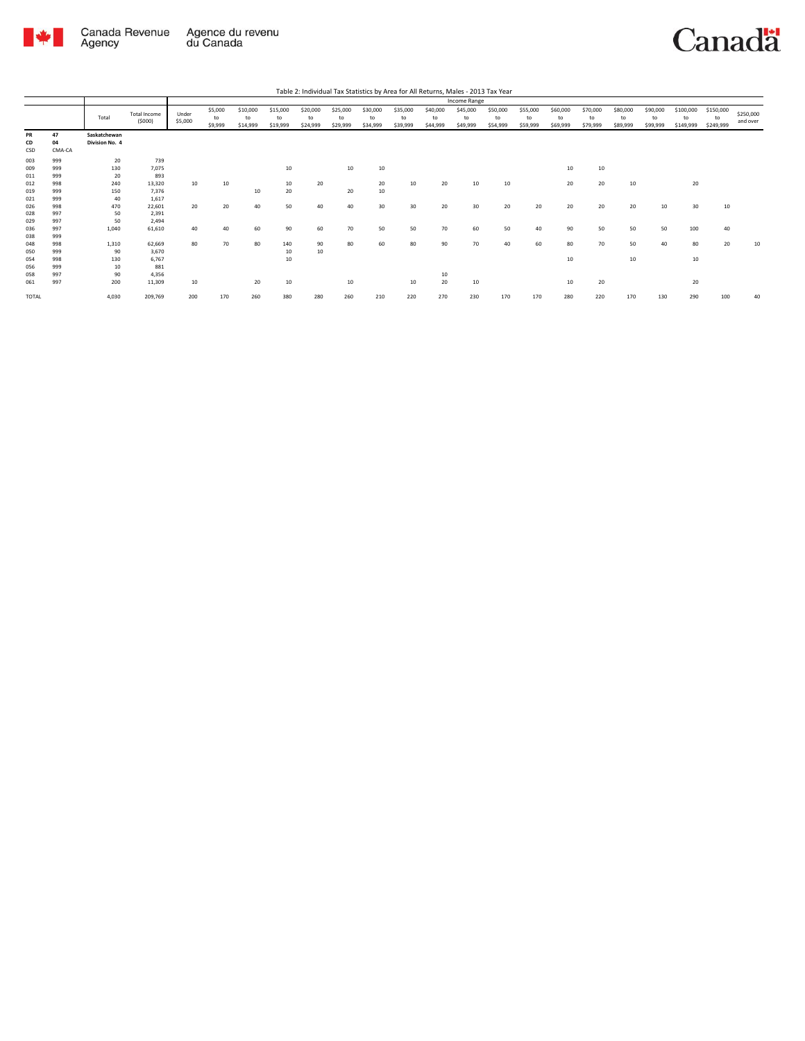Table 2: Individual Tax Statistics by Area for All Returns, Males - 2013 Tax Year

| | | Total | Total Income ($000) | Income Range | | | | | | | | | | | | | | | | | | |
|---|---|---|---|---|---|---|---|---|---|---|---|---|---|---|---|---|---|---|---|---|---|---|
| | | | | Under $5,000 | $5,000 to $9,999 | $10,000 to $14,999 | $15,000 to $19,999 | $20,000 to $24,999 | $25,000 to $29,999 | $30,000 to $34,999 | $35,000 to $39,999 | $40,000 to $44,999 | $45,000 to $49,999 | $50,000 to $54,999 | $55,000 to $59,999 | $60,000 to $69,999 | $70,000 to $79,999 | $80,000 to $89,999 | $90,000 to $99,999 | $100,000 to $149,999 | $150,000 to $249,999 | $250,000 and over |
| **PR** | **47** | **Saskatchewan** | | | | | | | | | | | | | | | | | | | | |
| **CD** | **04** | **Division No. 4** | | | | | | | | | | | | | | | | | | | | |
| **CSD** | **CMA-CA** | | | | | | | | | | | | | | | | | | | | | |
| 003 | 999 | 20 | 739 | | | | | | | | | | | | | | | | | | | |
| 009 | 999 | 130 | 7,075 | | | | 10 | | 10 | 10 | | | | | | 10 | 10 | | | | | |
| 011 | 999 | 20 | 893 | | | | | | | | | | | | | | | | | | | |
| 012 | 998 | 240 | 13,320 | 10 | 10 | | 10 | 20 | | 20 | 10 | 20 | 10 | 10 | | 20 | 20 | 10 | | 20 | | |
| 019 | 999 | 150 | 7,376 | | | 10 | 20 | | 20 | 10 | | | | | | | | | | | | |
| 021 | 999 | 40 | 1,617 | | | | | | | | | | | | | | | | | | | |
| 026 | 998 | 470 | 22,601 | 20 | 20 | 40 | 50 | 40 | 40 | 30 | 30 | 20 | 30 | 20 | 20 | 20 | 20 | 20 | 10 | 30 | 10 | |
| 028 | 997 | 50 | 2,391 | | | | | | | | | | | | | | | | | | | |
| 029 | 997 | 50 | 2,494 | | | | | | | | | | | | | | | | | | | |
| 036 | 997 | 1,040 | 61,610 | 40 | 40 | 60 | 90 | 60 | 70 | 50 | 50 | 70 | 60 | 50 | 40 | 90 | 50 | 50 | 50 | 100 | 40 | |
| 038 | 999 | | | | | | | | | | | | | | | | | | | | | |
| 048 | 998 | 1,310 | 62,669 | 80 | 70 | 80 | 140 | 90 | 80 | 60 | 80 | 90 | 70 | 40 | 60 | 80 | 70 | 50 | 40 | 80 | 20 | 10 |
| 050 | 999 | 90 | 3,670 | | | | 10 | 10 | | | | | | | | | | | | | | |
| 054 | 998 | 130 | 6,767 | | | | 10 | | | | | | | | | 10 | | 10 | | 10 | | |
| 056 | 999 | 10 | 881 | | | | | | | | | | | | | | | | | | | |
| 058 | 997 | 90 | 4,356 | | | | | | | | | 10 | | | | | | | | | | |
| 061 | 997 | 200 | 11,309 | 10 | | 20 | 10 | | 10 | | 10 | 20 | 10 | | | 10 | 20 | | | 20 | | |
| TOTAL | | 4,030 | 209,769 | 200 | 170 | 260 | 380 | 280 | 260 | 210 | 220 | 270 | 230 | 170 | 170 | 280 | 220 | 170 | 130 | 290 | 100 | 40 |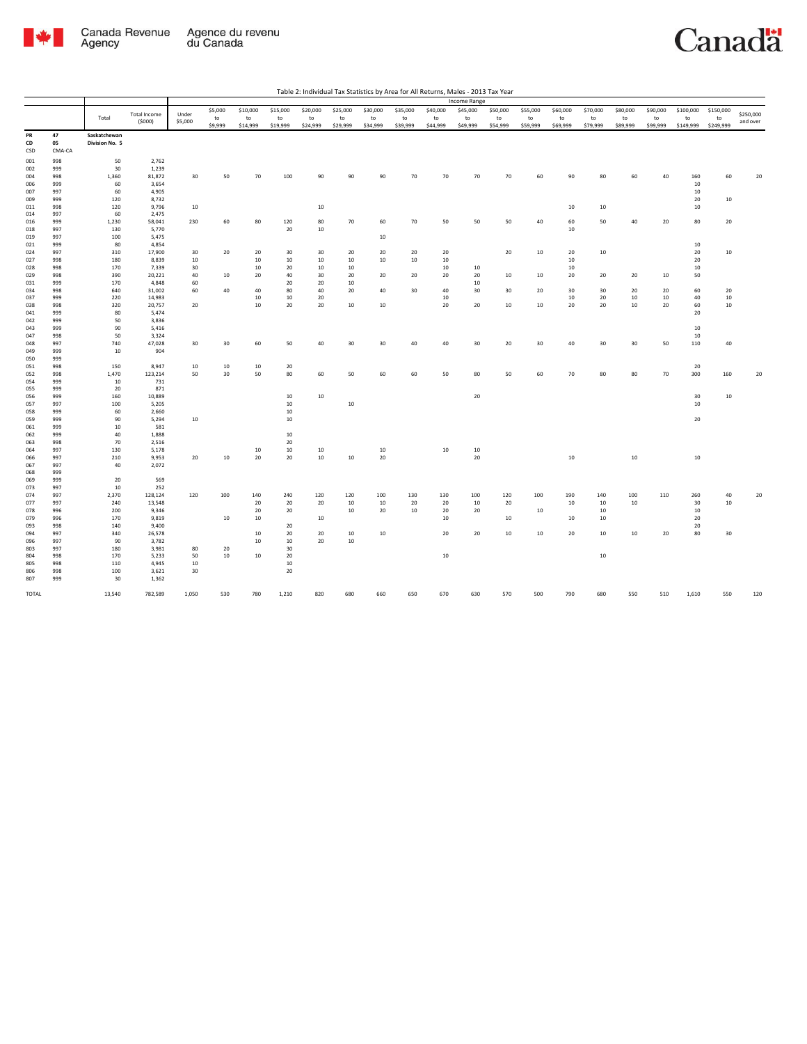Table 2: Individual Tax Statistics by Area for All Returns, Males - 2013 Tax Year

| | | Total | Total Income ($000) | Income Range | | | | | | | | | | | | | | | | | | |
|---|---|---|---|---|---|---|---|---|---|---|---|---|---|---|---|---|---|---|---|---|---|---|
| | | | | Under $5,000 | $5,000 to $9,999 | $10,000 to $14,999 | $15,000 to $19,999 | $20,000 to $24,999 | $25,000 to $29,999 | $30,000 to $34,999 | $35,000 to $39,999 | $40,000 to $44,999 | $45,000 to $49,999 | $50,000 to $54,999 | $55,000 to $59,999 | $60,000 to $69,999 | $70,000 to $79,999 | $80,000 to $89,999 | $90,000 to $99,999 | $100,000 to $149,999 | $150,000 to $249,999 | $250,000 and over |
| PR | 47 | Saskatchewan | | | | | | | | | | | | | | | | | | | | |
| CD | 05 | Division No. 5 | | | | | | | | | | | | | | | | | | | | |
| CSD | CMA-CA | | | | | | | | | | | | | | | | | | | | | |
| 001 | 998 | 50 | 2,762 | | | | | | | | | | | | | | | | | | | |
| 002 | 999 | 30 | 1,239 | | | | | | | | | | | | | | | | | | | |
| 004 | 998 | 1,360 | 81,872 | 30 | 50 | 70 | 100 | 90 | 90 | 90 | 70 | 70 | 70 | 70 | 60 | 90 | 80 | 60 | 40 | 160 | 60 | 20 |
| 006 | 999 | 60 | 3,654 | | | | | | | | | | | | | | | | | 10 | | |
| 007 | 997 | 60 | 4,905 | | | | | | | | | | | | | | | | | 10 | | |
| 009 | 999 | 120 | 8,732 | | | | | | | | | | | | | | | | | 20 | 10 | |
| 011 | 998 | 120 | 9,796 | 10 | | | | 10 | | | | | | | | 10 | 10 | | | 10 | | |
| 014 | 997 | 60 | 2,475 | | | | | | | | | | | | | | | | | | | |
| 016 | 999 | 1,230 | 58,041 | 230 | 60 | 80 | 120 | 80 | 70 | 60 | 70 | 50 | 50 | 50 | 40 | 60 | 50 | 40 | 20 | 80 | 20 | |
| 018 | 997 | 130 | 5,770 | | | | 20 | 10 | | | | | | | | 10 | | | | | | |
| 019 | 997 | 100 | 5,475 | | | | | | | 10 | | | | | | | | | | | | |
| 021 | 999 | 80 | 4,854 | | | | | | | | | | | | | | | | | 10 | | |
| 024 | 997 | 310 | 17,900 | 30 | 20 | 20 | 30 | 30 | 20 | 20 | 20 | 20 | | 20 | 10 | 20 | 10 | | | 20 | 10 | |
| 027 | 998 | 180 | 8,839 | 10 | | 10 | 10 | 10 | 10 | 10 | 10 | 10 | | | | 10 | | | | 20 | | |
| 028 | 998 | 170 | 7,339 | 30 | | 10 | 20 | 10 | 10 | | | 10 | 10 | | | 10 | | | | 10 | | |
| 029 | 998 | 390 | 20,221 | 40 | 10 | 20 | 40 | 30 | 20 | 20 | 20 | 20 | 20 | 10 | 10 | 20 | 20 | 20 | 10 | 50 | | |
| 031 | 999 | 170 | 4,848 | 60 | | | 20 | 20 | 10 | | | | 10 | | | | | | | | | |
| 034 | 998 | 640 | 31,002 | 60 | 40 | 40 | 80 | 40 | 20 | 40 | 30 | 40 | 30 | 30 | 20 | 30 | 30 | 20 | 20 | 60 | 20 | |
| 037 | 999 | 220 | 14,983 | | | 10 | 10 | 20 | | | | 10 | | | | 10 | 20 | 10 | 10 | 40 | 10 | |
| 038 | 998 | 320 | 20,757 | 20 | | 10 | 20 | 20 | 10 | 10 | | 20 | 20 | 10 | 10 | 20 | 20 | 10 | 20 | 60 | 10 | |
| 041 | 999 | 80 | 5,474 | | | | | | | | | | | | | | | | | 20 | | |
| 042 | 999 | 50 | 3,836 | | | | | | | | | | | | | | | | | | | |
| 043 | 999 | 90 | 5,416 | | | | | | | | | | | | | | | | | 10 | | |
| 047 | 998 | 50 | 3,324 | | | | | | | | | | | | | | | | | 10 | | |
| 048 | 997 | 740 | 47,028 | 30 | 30 | 60 | 50 | 40 | 30 | 30 | 40 | 40 | 30 | 20 | 30 | 40 | 30 | 30 | 50 | 110 | 40 | |
| 049 | 999 | 10 | 904 | | | | | | | | | | | | | | | | | | | |
| 050 | 999 | | | | | | | | | | | | | | | | | | | | | |
| 051 | 998 | 150 | 8,947 | 10 | 10 | 10 | 20 | | | | | | | | | | | | | 20 | | |
| 052 | 998 | 1,470 | 123,214 | 50 | 30 | 50 | 80 | 60 | 50 | 60 | 60 | 50 | 80 | 50 | 60 | 70 | 80 | 80 | 70 | 300 | 160 | 20 |
| 054 | 999 | 10 | 731 | | | | | | | | | | | | | | | | | | | |
| 055 | 999 | 20 | 871 | | | | | | | | | | | | | | | | | | | |
| 056 | 999 | 160 | 10,889 | | | | 10 | 10 | | | | | 20 | | | | | | | 30 | 10 | |
| 057 | 997 | 100 | 5,205 | | | | 10 | | 10 | | | | | | | | | | | 10 | | |
| 058 | 999 | 60 | 2,660 | | | | 10 | | | | | | | | | | | | | | | |
| 059 | 999 | 90 | 5,294 | 10 | | | 10 | | | | | | | | | | | | | 20 | | |
| 061 | 999 | 10 | 581 | | | | | | | | | | | | | | | | | | | |
| 062 | 999 | 40 | 1,888 | | | | 10 | | | | | | | | | | | | | | | |
| 063 | 998 | 70 | 2,516 | | | | 20 | | | | | | | | | | | | | | | |
| 064 | 997 | 130 | 5,178 | | | 10 | 10 | 10 | | 10 | | 10 | 10 | | | | | | | | | |
| 066 | 997 | 210 | 9,953 | 20 | 10 | 20 | 20 | 10 | 10 | 20 | | | 20 | | | 10 | | 10 | | 10 | | |
| 067 | 997 | 40 | 2,072 | | | | | | | | | | | | | | | | | | | |
| 068 | 999 | | | | | | | | | | | | | | | | | | | | | |
| 069 | 999 | 20 | 569 | | | | | | | | | | | | | | | | | | | |
| 073 | 997 | 10 | 252 | | | | | | | | | | | | | | | | | | | |
| 074 | 997 | 2,370 | 128,124 | 120 | 100 | 140 | 240 | 120 | 120 | 100 | 130 | 130 | 100 | 120 | 100 | 190 | 140 | 100 | 110 | 260 | 40 | 20 |
| 077 | 997 | 240 | 13,548 | | | 20 | 20 | 20 | 10 | 10 | 20 | 20 | 10 | 20 | | 10 | 10 | 10 | | 30 | 10 | |
| 078 | 996 | 200 | 9,346 | | | 20 | 20 | | 10 | 20 | 10 | 20 | 20 | | 10 | | 10 | | | 10 | | |
| 079 | 996 | 170 | 9,819 | | 10 | 10 | | 10 | | | | 10 | | 10 | | 10 | 10 | | | 20 | | |
| 093 | 998 | 140 | 9,400 | | | | 20 | | | | | | | | | | | | | 20 | | |
| 094 | 997 | 340 | 26,578 | | | 10 | 20 | 20 | 10 | 10 | | 20 | 20 | 10 | 10 | 20 | 10 | 10 | 20 | 80 | 30 | |
| 096 | 997 | 90 | 3,782 | | | 10 | 10 | 20 | 10 | | | | | | | | | | | | | |
| 803 | 997 | 180 | 3,981 | 80 | 20 | | 30 | | | | | | | | | | | | | | | |
| 804 | 998 | 170 | 5,233 | 50 | 10 | 10 | 20 | | | | | 10 | | | | | 10 | | | | | |
| 805 | 998 | 110 | 4,945 | 10 | | | 10 | | | | | | | | | | | | | | | |
| 806 | 998 | 100 | 3,621 | 30 | | | 20 | | | | | | | | | | | | | | | |
| 807 | 999 | 30 | 1,362 | | | | | | | | | | | | | | | | | | | |
| TOTAL | | 13,540 | 782,589 | 1,050 | 530 | 780 | 1,210 | 820 | 680 | 660 | 650 | 670 | 630 | 570 | 500 | 790 | 680 | 550 | 510 | 1,610 | 550 | 120 |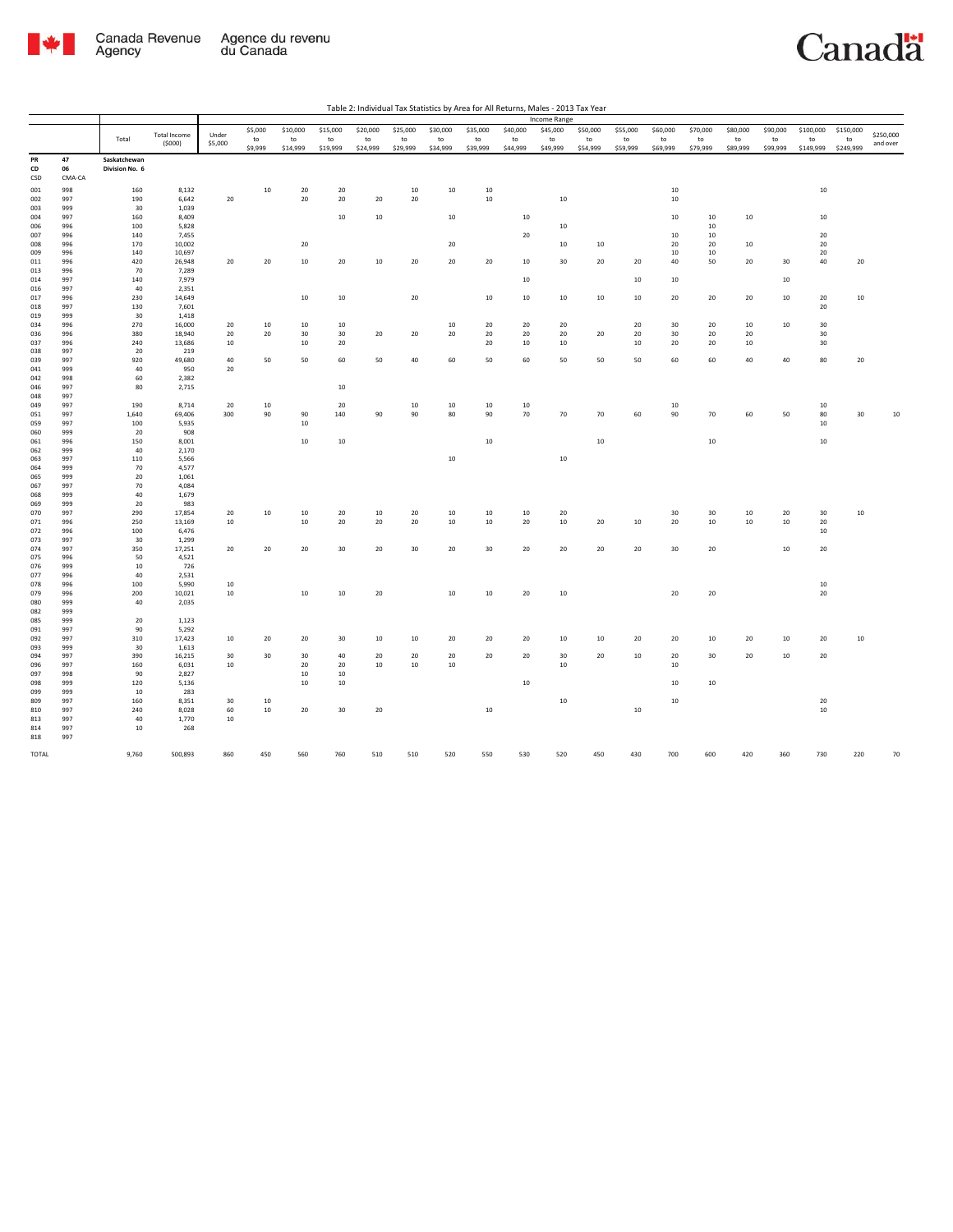Table 2: Individual Tax Statistics by Area for All Returns, Males - 2013 Tax Year

| | | Total | Total Income ($000) | Income Range | | | | | | | | | | | | | | | | | | |
|---|---|---|---|---|---|---|---|---|---|---|---|---|---|---|---|---|---|---|---|---|---|---|
| | | | | Under $5,000 | $5,000 to $9,999 | $10,000 to $14,999 | $15,000 to $19,999 | $20,000 to $24,999 | $25,000 to $29,999 | $30,000 to $34,999 | $35,000 to $39,999 | $40,000 to $44,999 | $45,000 to $49,999 | $50,000 to $54,999 | $55,000 to $59,999 | $60,000 to $69,999 | $70,000 to $79,999 | $80,000 to $89,999 | $90,000 to $99,999 | $100,000 to $149,999 | $150,000 to $249,999 | $250,000 and over |
| PR | 47 | Saskatchewan | | | | | | | | | | | | | | | | | | | | |
| CD | 06 | Division No. 6 | | | | | | | | | | | | | | | | | | | | |
| CSD | CMA-CA | | | | | | | | | | | | | | | | | | | | | |
| 001 | 998 | 160 | 8,132 | | 10 | 20 | 20 | | 10 | 10 | 10 | | | | | 10 | | | | 10 | | |
| 002 | 997 | 190 | 6,642 | 20 | | 20 | 20 | 20 | 20 | | 10 | | 10 | | | 10 | | | | | | |
| 003 | 999 | 30 | 1,039 | | | | | | | | | | | | | | | | | | | |
| 004 | 997 | 160 | 8,409 | | | | 10 | 10 | | 10 | | 10 | | | | 10 | 10 | 10 | | 10 | | |
| 006 | 996 | 100 | 5,828 | | | | | | | | | | 10 | | | | 10 | | | | | |
| 007 | 996 | 140 | 7,455 | | | | | | | | | 20 | | | | 10 | 10 | | | 20 | | |
| 008 | 996 | 170 | 10,002 | | | 20 | | | | 20 | | | 10 | 10 | | 20 | 20 | 10 | | 20 | | |
| 009 | 996 | 140 | 10,697 | | | | | | | | | | | | | 10 | 10 | | | 20 | | |
| 011 | 996 | 420 | 26,948 | 20 | 20 | 10 | 20 | 10 | 20 | 20 | 20 | 10 | 30 | 20 | 20 | 40 | 50 | 20 | 30 | 40 | 20 | |
| 013 | 996 | 70 | 7,289 | | | | | | | | | | | | | | | | | | | |
| 014 | 997 | 140 | 7,979 | | | | | | | | | 10 | | | 10 | 10 | | | 10 | | | |
| 016 | 997 | 40 | 2,351 | | | | | | | | | | | | | | | | | | | |
| 017 | 996 | 230 | 14,649 | | | 10 | 10 | | 20 | | 10 | 10 | 10 | 10 | 10 | 20 | 20 | 20 | 10 | 20 | 10 | |
| 018 | 997 | 130 | 7,601 | | | | | | | | | | | | | | | | | 20 | | |
| 019 | 999 | 30 | 1,418 | | | | | | | | | | | | | | | | | | | |
| 034 | 996 | 270 | 16,000 | 20 | 10 | 10 | 10 | | | 10 | 20 | 20 | 20 | | 20 | 30 | 20 | 10 | 10 | 30 | | |
| 036 | 996 | 380 | 18,940 | 20 | 20 | 30 | 30 | 20 | 20 | 20 | 20 | 20 | 20 | 20 | 20 | 30 | 20 | 20 | | 30 | | |
| 037 | 996 | 240 | 13,686 | 10 | | 10 | 20 | | | | 20 | 10 | 10 | | 10 | 20 | 20 | 10 | | 30 | | |
| 038 | 997 | 20 | 219 | | | | | | | | | | | | | | | | | | | |
| 039 | 997 | 920 | 49,680 | 40 | 50 | 50 | 60 | 50 | 40 | 60 | 50 | 60 | 50 | 50 | 50 | 60 | 60 | 40 | 40 | 80 | 20 | |
| 041 | 999 | 40 | 950 | 20 | | | | | | | | | | | | | | | | | | |
| 042 | 998 | 60 | 2,382 | | | | | | | | | | | | | | | | | | | |
| 046 | 997 | 80 | 2,715 | | | | 10 | | | | | | | | | | | | | | | |
| 048 | 997 | | | | | | | | | | | | | | | | | | | | | |
| 049 | 997 | 190 | 8,714 | 20 | 10 | | 20 | | 10 | 10 | 10 | 10 | | | | 10 | | | | 10 | | |
| 051 | 997 | 1,640 | 69,406 | 300 | 90 | 90 | 140 | 90 | 90 | 80 | 90 | 70 | 70 | 70 | 60 | 90 | 70 | 60 | 50 | 80 | 30 | 10 |
| 059 | 997 | 100 | 5,935 | | | 10 | | | | | | | | | | | | | | 10 | | |
| 060 | 999 | 20 | 908 | | | | | | | | | | | | | | | | | | | |
| 061 | 996 | 150 | 8,001 | | | 10 | 10 | | | | 10 | | | 10 | | | 10 | | | 10 | | |
| 062 | 999 | 40 | 2,170 | | | | | | | | | | | | | | | | | | | |
| 063 | 997 | 110 | 5,566 | | | | | | | 10 | | | 10 | | | | | | | | | |
| 064 | 999 | 70 | 4,577 | | | | | | | | | | | | | | | | | | | |
| 065 | 999 | 20 | 1,061 | | | | | | | | | | | | | | | | | | | |
| 067 | 997 | 70 | 4,084 | | | | | | | | | | | | | | | | | | | |
| 068 | 999 | 40 | 1,679 | | | | | | | | | | | | | | | | | | | |
| 069 | 999 | 20 | 983 | | | | | | | | | | | | | | | | | | | |
| 070 | 997 | 290 | 17,854 | 20 | 10 | 10 | 20 | 10 | 20 | 10 | 10 | 10 | 20 | | | 30 | 30 | 10 | 20 | 30 | 10 | |
| 071 | 996 | 250 | 13,169 | 10 | | 10 | 20 | 20 | 20 | 10 | 10 | 20 | 10 | 20 | 10 | 20 | 10 | 10 | 10 | 20 | | |
| 072 | 996 | 100 | 6,476 | | | | | | | | | | | | | | | | | 10 | | |
| 073 | 997 | 30 | 1,299 | | | | | | | | | | | | | | | | | | | |
| 074 | 997 | 350 | 17,251 | 20 | 20 | 20 | 30 | 20 | 30 | 20 | 30 | 20 | 20 | 20 | 20 | 30 | 20 | | 10 | 20 | | |
| 075 | 996 | 50 | 4,521 | | | | | | | | | | | | | | | | | | | |
| 076 | 999 | 10 | 726 | | | | | | | | | | | | | | | | | | | |
| 077 | 996 | 40 | 2,531 | | | | | | | | | | | | | | | | | | | |
| 078 | 996 | 100 | 5,990 | 10 | | | | | | | | | | | | | | | | 10 | | |
| 079 | 996 | 200 | 10,021 | 10 | | 10 | 10 | 20 | | 10 | 10 | 20 | 10 | | | 20 | 20 | | | 20 | | |
| 080 | 999 | 40 | 2,035 | | | | | | | | | | | | | | | | | | | |
| 082 | 999 | | | | | | | | | | | | | | | | | | | | | |
| 085 | 999 | 20 | 1,123 | | | | | | | | | | | | | | | | | | | |
| 091 | 997 | 90 | 5,292 | | | | | | | | | | | | | | | | | | | |
| 092 | 997 | 310 | 17,423 | 10 | 20 | 20 | 30 | 10 | 10 | 20 | 20 | 20 | 10 | 10 | 20 | 20 | 10 | 20 | 10 | 20 | 10 | |
| 093 | 999 | 30 | 1,613 | | | | | | | | | | | | | | | | | | | |
| 094 | 997 | 390 | 16,215 | 30 | 30 | 30 | 40 | 20 | 20 | 20 | 20 | 20 | 30 | 20 | 10 | 20 | 30 | 20 | 10 | 20 | | |
| 096 | 997 | 160 | 6,031 | 10 | | 20 | 20 | 10 | 10 | 10 | | | 10 | | | 10 | | | | | | |
| 097 | 998 | 90 | 2,827 | | | 10 | 10 | | | | | | | | | | | | | | | |
| 098 | 999 | 120 | 5,136 | | | 10 | 10 | | | | | 10 | | | | 10 | 10 | | | | | |
| 099 | 999 | 10 | 283 | | | | | | | | | | | | | | | | | | | |
| 809 | 997 | 160 | 8,351 | 30 | 10 | | | | | | | | 10 | | | 10 | | | | 20 | | |
| 810 | 997 | 240 | 8,028 | 60 | 10 | 20 | 30 | 20 | | | 10 | | | | 10 | | | | | 10 | | |
| 813 | 997 | 40 | 1,770 | 10 | | | | | | | | | | | | | | | | | | |
| 814 | 997 | 10 | 268 | | | | | | | | | | | | | | | | | | | |
| 818 | 997 | | | | | | | | | | | | | | | | | | | | | |
| TOTAL | | 9,760 | 500,893 | 860 | 450 | 560 | 760 | 510 | 510 | 520 | 550 | 530 | 520 | 450 | 430 | 700 | 600 | 420 | 360 | 730 | 220 | 70 |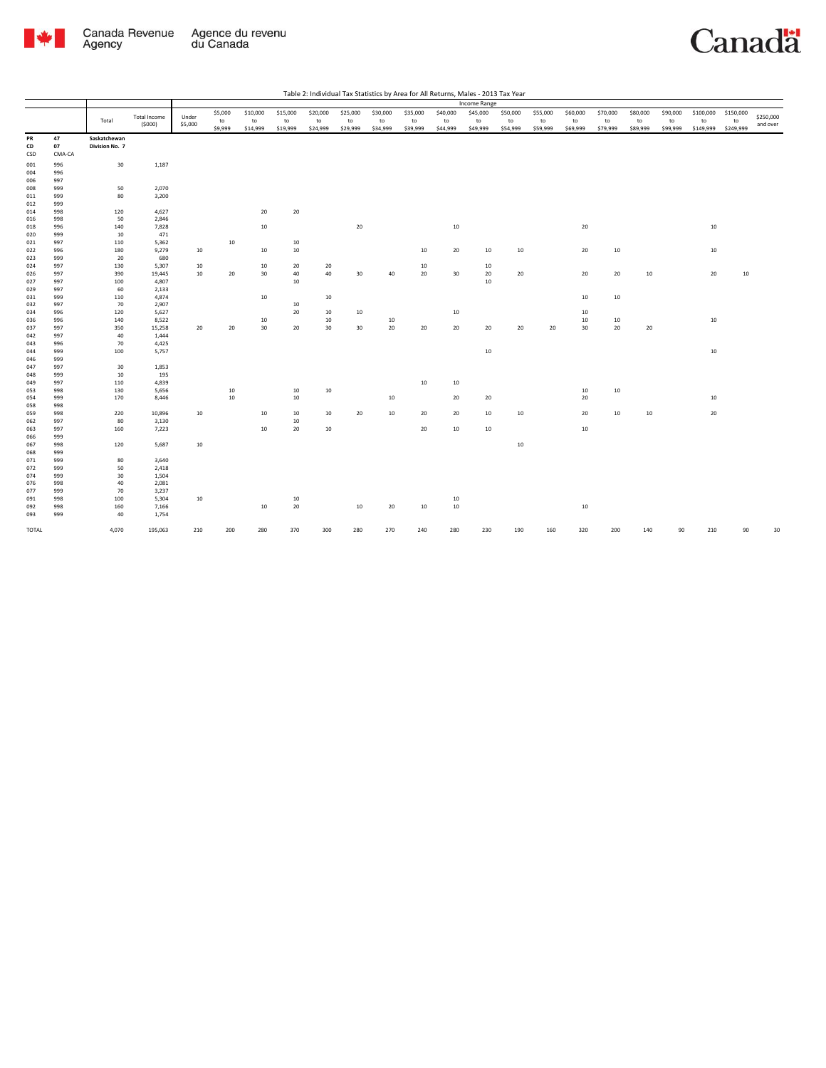Table 2: Individual Tax Statistics by Area for All Returns, Males - 2013 Tax Year

| | | Total | Total Income ($000) | Income Range | | | | | | | | | | | | | | | | | | |
|---|---|---|---|---|---|---|---|---|---|---|---|---|---|---|---|---|---|---|---|---|---|---|
| | | | | Under $5,000 | $5,000 to $9,999 | $10,000 to $14,999 | $15,000 to $19,999 | $20,000 to $24,999 | $25,000 to $29,999 | $30,000 to $34,999 | $35,000 to $39,999 | $40,000 to $44,999 | $45,000 to $49,999 | $50,000 to $54,999 | $55,000 to $59,999 | $60,000 to $69,999 | $70,000 to $79,999 | $80,000 to $89,999 | $90,000 to $99,999 | $100,000 to $149,999 | $150,000 to $249,999 | $250,000 and over |
| PR | 47 | Saskatchewan | | | | | | | | | | | | | | | | | | | | |
| CD | 07 | Division No. 7 | | | | | | | | | | | | | | | | | | | | |
| CSD | CMA-CA | | | | | | | | | | | | | | | | | | | | | |
| 001 | 996 | 30 | 1,187 | | | | | | | | | | | | | | | | | | | |
| 004 | 996 | | | | | | | | | | | | | | | | | | | | | |
| 006 | 997 | | | | | | | | | | | | | | | | | | | | | |
| 008 | 999 | 50 | 2,070 | | | | | | | | | | | | | | | | | | | |
| 011 | 999 | 80 | 3,200 | | | | | | | | | | | | | | | | | | | |
| 012 | 999 | | | | | | | | | | | | | | | | | | | | | |
| 014 | 998 | 120 | 4,627 | | | 20 | 20 | | | | | | | | | | | | | | | |
| 016 | 998 | 50 | 2,846 | | | | | | | | | | | | | | | | | | | |
| 018 | 996 | 140 | 7,828 | | | 10 | | | 20 | | | 10 | | | | 20 | | | | 10 | | |
| 020 | 999 | 10 | 471 | | | | | | | | | | | | | | | | | | | |
| 021 | 997 | 110 | 5,362 | | 10 | | 10 | | | | | | | | | | | | | | | |
| 022 | 996 | 180 | 9,279 | 10 | | 10 | 10 | | | | 10 | 20 | 10 | 10 | | 20 | 10 | | | 10 | | |
| 023 | 999 | 20 | 680 | | | | | | | | | | | | | | | | | | | |
| 024 | 997 | 130 | 5,307 | 10 | | 10 | 20 | 20 | | | 10 | | 10 | | | | | | | | | |
| 026 | 997 | 390 | 19,445 | 10 | 20 | 30 | 40 | 40 | 30 | 40 | 20 | 30 | 20 | 20 | | 20 | 20 | 10 | | 20 | 10 | |
| 027 | 997 | 100 | 4,807 | | | | 10 | | | | | | 10 | | | | | | | | | |
| 029 | 997 | 60 | 2,133 | | | | | | | | | | | | | | | | | | | |
| 031 | 999 | 110 | 4,874 | | | 10 | | 10 | | | | | | | | 10 | 10 | | | | | |
| 032 | 997 | 70 | 2,907 | | | | 10 | | | | | | | | | | | | | | | |
| 034 | 996 | 120 | 5,627 | | | | 20 | 10 | 10 | | | 10 | | | | 10 | | | | | | |
| 036 | 996 | 140 | 8,522 | | | 10 | | 10 | | 10 | | | | | | 10 | 10 | | | 10 | | |
| 037 | 997 | 350 | 15,258 | 20 | 20 | 30 | 20 | 30 | 30 | 20 | 20 | 20 | 20 | 20 | 20 | 30 | 20 | 20 | | | | |
| 042 | 997 | 40 | 1,444 | | | | | | | | | | | | | | | | | | | |
| 043 | 996 | 70 | 4,425 | | | | | | | | | | | | | | | | | | | |
| 044 | 999 | 100 | 5,757 | | | | | | | | | | 10 | | | | | | | 10 | | |
| 046 | 999 | | | | | | | | | | | | | | | | | | | | | |
| 047 | 997 | 30 | 1,853 | | | | | | | | | | | | | | | | | | | |
| 048 | 999 | 10 | 195 | | | | | | | | | | | | | | | | | | | |
| 049 | 997 | 110 | 4,839 | | | | | | | | 10 | 10 | | | | | | | | | | |
| 053 | 998 | 130 | 5,656 | | 10 | | 10 | 10 | | | | | | | | 10 | 10 | | | | | |
| 054 | 999 | 170 | 8,446 | | 10 | | 10 | | | 10 | | 20 | 20 | | | 20 | | | | 10 | | |
| 058 | 998 | | | | | | | | | | | | | | | | | | | | | |
| 059 | 998 | 220 | 10,896 | 10 | | 10 | 10 | 10 | 20 | 10 | 20 | 20 | 10 | 10 | | 20 | 10 | 10 | | 20 | | |
| 062 | 997 | 80 | 3,130 | | | | 10 | | | | | | | | | | | | | | | |
| 063 | 997 | 160 | 7,223 | | | 10 | 20 | 10 | | | 20 | 10 | 10 | | | 10 | | | | | | |
| 066 | 999 | | | | | | | | | | | | | | | | | | | | | |
| 067 | 998 | 120 | 5,687 | 10 | | | | | | | | | | 10 | | | | | | | | |
| 068 | 999 | | | | | | | | | | | | | | | | | | | | | |
| 071 | 999 | 80 | 3,640 | | | | | | | | | | | | | | | | | | | |
| 072 | 999 | 50 | 2,418 | | | | | | | | | | | | | | | | | | | |
| 074 | 999 | 30 | 1,504 | | | | | | | | | | | | | | | | | | | |
| 076 | 998 | 40 | 2,081 | | | | | | | | | | | | | | | | | | | |
| 077 | 999 | 70 | 3,237 | | | | | | | | | | | | | | | | | | | |
| 091 | 998 | 100 | 5,304 | 10 | | | 10 | | | | | 10 | | | | | | | | | | |
| 092 | 998 | 160 | 7,166 | | | 10 | 20 | | 10 | 20 | 10 | 10 | | | | 10 | | | | | | |
| 093 | 999 | 40 | 1,754 | | | | | | | | | | | | | | | | | | | |
| TOTAL | | 4,070 | 195,063 | 210 | 200 | 280 | 370 | 300 | 280 | 270 | 240 | 280 | 230 | 190 | 160 | 320 | 200 | 140 | 90 | 210 | 90 | 30 |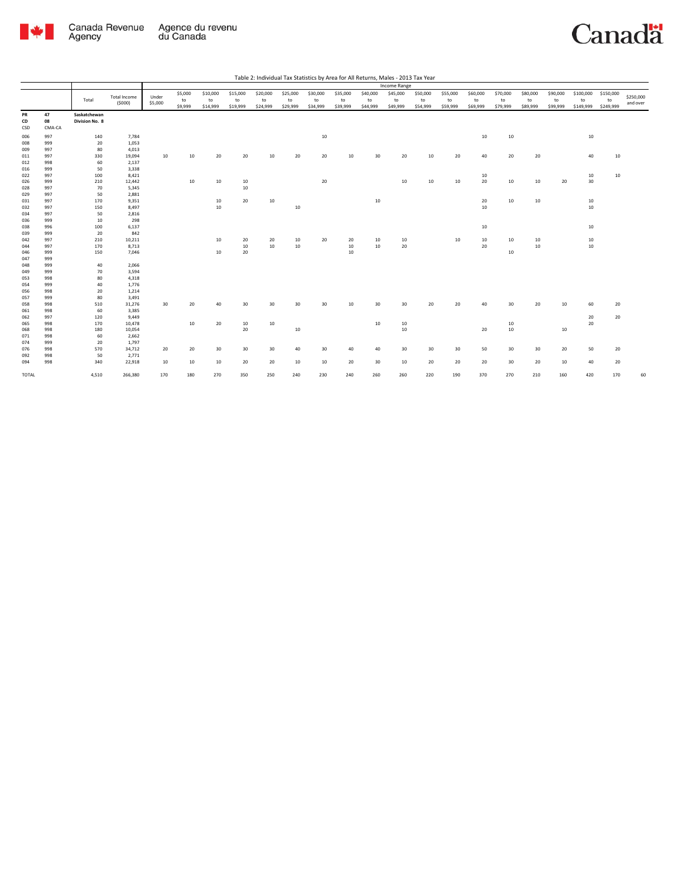Table 2: Individual Tax Statistics by Area for All Returns, Males - 2013 Tax Year

| | | | | Income Range | | | | | | | | | | | | | | | | | | |
|---|---|---|---|---|---|---|---|---|---|---|---|---|---|---|---|---|---|---|---|---|---|---|
| | | Total | Total Income ($000) | Under $5,000 | $5,000 to $9,999 | $10,000 to $14,999 | $15,000 to $19,999 | $20,000 to $24,999 | $25,000 to $29,999 | $30,000 to $34,999 | $35,000 to $39,999 | $40,000 to $44,999 | $45,000 to $49,999 | $50,000 to $54,999 | $55,000 to $59,999 | $60,000 to $69,999 | $70,000 to $79,999 | $80,000 to $89,999 | $90,000 to $99,999 | $100,000 to $149,999 | $150,000 to $249,999 | $250,000 and over |
| **PR** | **47** | **Saskatchewan** | | | | | | | | | | | | | | | | | | | | |
| **CD** | **08** | **Division No. 8** | | | | | | | | | | | | | | | | | | | | |
| CSD | CMA-CA | | | | | | | | | | | | | | | | | | | | | |
| 006 | 997 | 140 | 7,784 | | | | | | | 10 | | | | | | 10 | 10 | | | 10 | | |
| 008 | 999 | 20 | 1,053 | | | | | | | | | | | | | | | | | | | |
| 009 | 997 | 80 | 4,013 | | | | | | | | | | | | | | | | | | | |
| 011 | 997 | 330 | 19,094 | 10 | 10 | 20 | 20 | 10 | 20 | 20 | 10 | 30 | 20 | 10 | 20 | 40 | 20 | 20 | | 40 | 10 | |
| 012 | 998 | 60 | 2,137 | | | | | | | | | | | | | | | | | | | |
| 016 | 999 | 50 | 3,338 | | | | | | | | | | | | | | | | | | | |
| 022 | 997 | 100 | 8,421 | | | | | | | | | | | | | 10 | | | | 10 | 10 | |
| 026 | 999 | 210 | 12,442 | | 10 | 10 | 10 | | | 20 | | | 10 | 10 | 10 | 20 | 10 | 10 | 20 | 30 | | |
| 028 | 997 | 70 | 5,345 | | | | 10 | | | | | | | | | | | | | | | |
| 029 | 997 | 50 | 2,881 | | | | | | | | | | | | | | | | | | | |
| 031 | 997 | 170 | 9,351 | | | 10 | 20 | 10 | | | | 10 | | | | 20 | 10 | 10 | | 10 | | |
| 032 | 997 | 150 | 8,497 | | | 10 | | | 10 | | | | | | | 10 | | | | 10 | | |
| 034 | 997 | 50 | 2,816 | | | | | | | | | | | | | | | | | | | |
| 036 | 999 | 10 | 298 | | | | | | | | | | | | | | | | | | | |
| 038 | 996 | 100 | 6,137 | | | | | | | | | | | | | 10 | | | | 10 | | |
| 039 | 999 | 20 | 842 | | | | | | | | | | | | | | | | | | | |
| 042 | 997 | 210 | 10,211 | | | 10 | 20 | 20 | 10 | 20 | 20 | 10 | 10 | | 10 | 10 | 10 | 10 | | 10 | | |
| 044 | 997 | 170 | 8,713 | | | | 10 | 10 | 10 | | 10 | 10 | 20 | | | 20 | | 10 | | 10 | | |
| 046 | 999 | 150 | 7,046 | | | 10 | 20 | | | | 10 | | | | | | 10 | | | | | |
| 047 | 999 | | | | | | | | | | | | | | | | | | | | | |
| 048 | 999 | 40 | 2,066 | | | | | | | | | | | | | | | | | | | |
| 049 | 999 | 70 | 3,594 | | | | | | | | | | | | | | | | | | | |
| 053 | 998 | 80 | 4,318 | | | | | | | | | | | | | | | | | | | |
| 054 | 999 | 40 | 1,776 | | | | | | | | | | | | | | | | | | | |
| 056 | 998 | 20 | 1,214 | | | | | | | | | | | | | | | | | | | |
| 057 | 999 | 80 | 3,491 | | | | | | | | | | | | | | | | | | | |
| 058 | 998 | 510 | 31,276 | 30 | 20 | 40 | 30 | 30 | 30 | 30 | 10 | 30 | 30 | 20 | 20 | 40 | 30 | 20 | 10 | 60 | 20 | |
| 061 | 998 | 60 | 3,385 | | | | | | | | | | | | | | | | | | | |
| 062 | 997 | 120 | 9,449 | | | | | | | | | | | | | | | | | 20 | 20 | |
| 065 | 998 | 170 | 10,478 | | 10 | 20 | 10 | 10 | | | | 10 | 10 | | | | 10 | | | 20 | | |
| 068 | 998 | 180 | 10,054 | | | | 20 | | 10 | | | | 10 | | | 20 | 10 | | 10 | | | |
| 071 | 998 | 60 | 2,662 | | | | | | | | | | | | | | | | | | | |
| 074 | 999 | 20 | 1,797 | | | | | | | | | | | | | | | | | | | |
| 076 | 998 | 570 | 34,712 | 20 | 20 | 30 | 30 | 30 | 40 | 30 | 40 | 40 | 30 | 30 | 30 | 50 | 30 | 30 | 20 | 50 | 20 | |
| 092 | 998 | 50 | 2,771 | | | | | | | | | | | | | | | | | | | |
| 094 | 998 | 340 | 22,918 | 10 | 10 | 10 | 20 | 20 | 10 | 10 | 20 | 30 | 10 | 20 | 20 | 20 | 30 | 20 | 10 | 40 | 20 | |
| TOTAL | | 4,510 | 266,380 | 170 | 180 | 270 | 350 | 250 | 240 | 230 | 240 | 260 | 260 | 220 | 190 | 370 | 270 | 210 | 160 | 420 | 170 | 60 |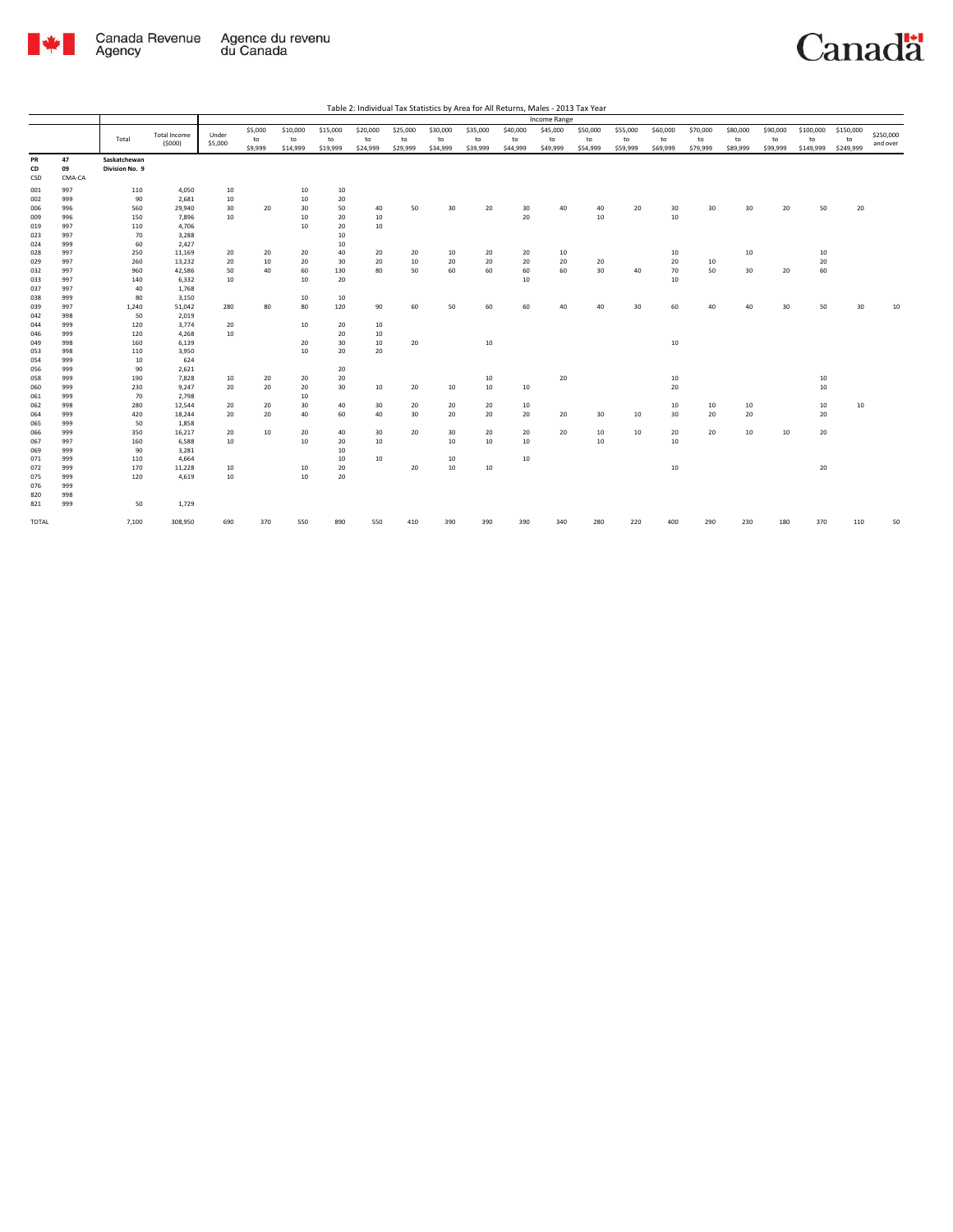Table 2: Individual Tax Statistics by Area for All Returns, Males - 2013 Tax Year

| | | Total | Total Income ($000) | Income Range | | | | | | | | | | | | | | | | | | |
|---|---|---|---|---|---|---|---|---|---|---|---|---|---|---|---|---|---|---|---|---|---|---|
| | | | | Under $5,000 | $5,000 to $9,999 | $10,000 to $14,999 | $15,000 to $19,999 | $20,000 to $24,999 | $25,000 to $29,999 | $30,000 to $34,999 | $35,000 to $39,999 | $40,000 to $44,999 | $45,000 to $49,999 | $50,000 to $54,999 | $55,000 to $59,999 | $60,000 to $69,999 | $70,000 to $79,999 | $80,000 to $89,999 | $90,000 to $99,999 | $100,000 to $149,999 | $150,000 to $249,999 | $250,000 and over |
| PR | 47 | Saskatchewan | | | | | | | | | | | | | | | | | | | | |
| CD | 09 | Division No. 9 | | | | | | | | | | | | | | | | | | | | |
| CSD | CMA-CA | | | | | | | | | | | | | | | | | | | | | |
| 001 | 997 | 110 | 4,050 | 10 | | 10 | 10 | | | | | | | | | | | | | | | |
| 002 | 999 | 90 | 2,681 | 10 | | 10 | 20 | | | | | | | | | | | | | | | |
| 006 | 996 | 560 | 29,940 | 30 | 20 | 30 | 50 | 40 | 50 | 30 | 20 | 30 | 40 | 40 | 20 | 30 | 30 | 30 | 20 | 50 | 20 | |
| 009 | 996 | 150 | 7,896 | 10 | | 10 | 20 | 10 | | | | 20 | | 10 | | 10 | | | | | | |
| 019 | 997 | 110 | 4,706 | | | 10 | 20 | 10 | | | | | | | | | | | | | | |
| 023 | 997 | 70 | 3,288 | | | | 10 | | | | | | | | | | | | | | | |
| 024 | 999 | 60 | 2,427 | | | | 10 | | | | | | | | | | | | | | | |
| 028 | 997 | 250 | 11,169 | 20 | 20 | 20 | 40 | 20 | 20 | 10 | 20 | 20 | 10 | | | 10 | | 10 | | 10 | | |
| 029 | 997 | 260 | 13,232 | 20 | 10 | 20 | 30 | 20 | 10 | 20 | 20 | 20 | 20 | 20 | | 20 | 10 | | | 20 | | |
| 032 | 997 | 960 | 42,586 | 50 | 40 | 60 | 130 | 80 | 50 | 60 | 60 | 60 | 60 | 30 | 40 | 70 | 50 | 30 | 20 | 60 | | |
| 033 | 997 | 140 | 6,332 | 10 | | 10 | 20 | | | | | 10 | | | | 10 | | | | | | |
| 037 | 997 | 40 | 1,768 | | | | | | | | | | | | | | | | | | | |
| 038 | 999 | 80 | 3,150 | | | 10 | 10 | | | | | | | | | | | | | | | |
| 039 | 997 | 1,240 | 51,042 | 280 | 80 | 80 | 120 | 90 | 60 | 50 | 60 | 60 | 40 | 40 | 30 | 60 | 40 | 40 | 30 | 50 | 30 | 10 |
| 042 | 998 | 50 | 2,019 | | | | | | | | | | | | | | | | | | | |
| 044 | 999 | 120 | 3,774 | 20 | | 10 | 20 | 10 | | | | | | | | | | | | | | |
| 046 | 999 | 120 | 4,268 | 10 | | | 20 | 10 | | | | | | | | | | | | | | |
| 049 | 998 | 160 | 6,139 | | | 20 | 30 | 10 | 20 | | 10 | | | | | 10 | | | | | | |
| 053 | 998 | 110 | 3,950 | | | 10 | 20 | 20 | | | | | | | | | | | | | | |
| 054 | 999 | 10 | 624 | | | | | | | | | | | | | | | | | | | |
| 056 | 999 | 90 | 2,621 | | | | 20 | | | | | | | | | | | | | | | |
| 058 | 999 | 190 | 7,828 | 10 | 20 | 20 | 20 | | | | 10 | | 20 | | | 10 | | | | 10 | | |
| 060 | 999 | 230 | 9,247 | 20 | 20 | 20 | 30 | 10 | 20 | 10 | 10 | 10 | | | | 20 | | | | 10 | | |
| 061 | 999 | 70 | 2,798 | | | 10 | | | | | | | | | | | | | | | | |
| 062 | 998 | 280 | 12,544 | 20 | 20 | 30 | 40 | 30 | 20 | 20 | 20 | 10 | | | | 10 | 10 | 10 | | 10 | 10 | |
| 064 | 999 | 420 | 18,244 | 20 | 20 | 40 | 60 | 40 | 30 | 20 | 20 | 20 | 20 | 30 | 10 | 30 | 20 | 20 | | 20 | | |
| 065 | 999 | 50 | 1,858 | | | | | | | | | | | | | | | | | | | |
| 066 | 999 | 350 | 16,217 | 20 | 10 | 20 | 40 | 30 | 20 | 30 | 20 | 20 | 20 | 10 | 10 | 20 | 20 | 10 | 10 | 20 | | |
| 067 | 997 | 160 | 6,588 | 10 | | 10 | 20 | 10 | | 10 | 10 | 10 | | 10 | | 10 | | | | | | |
| 069 | 999 | 90 | 3,281 | | | | 10 | | | | | | | | | | | | | | | |
| 071 | 999 | 110 | 4,664 | | | | 10 | 10 | | 10 | | 10 | | | | | | | | | | |
| 072 | 999 | 170 | 11,228 | 10 | | 10 | 20 | | 20 | 10 | 10 | | | | | 10 | | | | 20 | | |
| 075 | 999 | 120 | 4,619 | 10 | | 10 | 20 | | | | | | | | | | | | | | | |
| 076 | 999 | | | | | | | | | | | | | | | | | | | | | |
| 820 | 998 | | | | | | | | | | | | | | | | | | | | | |
| 821 | 999 | 50 | 1,729 | | | | | | | | | | | | | | | | | | | |
| TOTAL | | 7,100 | 308,950 | 690 | 370 | 550 | 890 | 550 | 410 | 390 | 390 | 390 | 340 | 280 | 220 | 400 | 290 | 230 | 180 | 370 | 110 | 50 |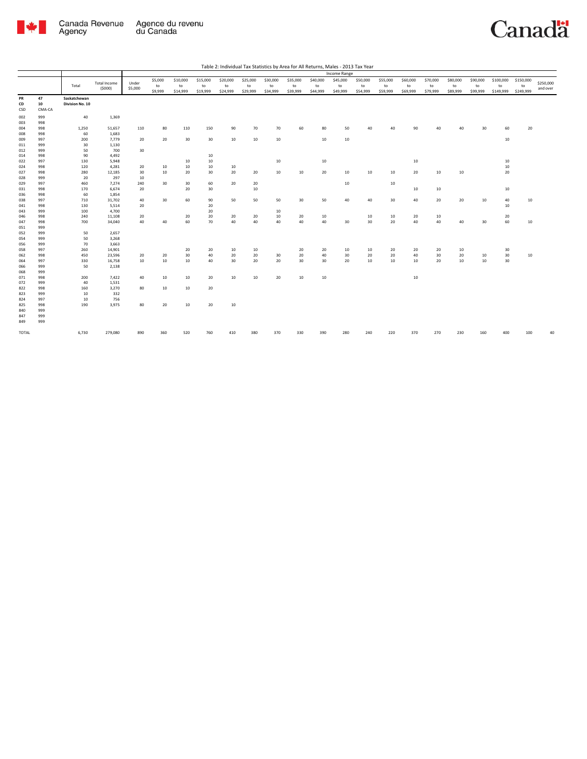Table 2: Individual Tax Statistics by Area for All Returns, Males - 2013 Tax Year

| | | Total | Total Income ($000) | Income Range | | | | | | | | | | | | | | | | | | |
|---|---|---|---|---|---|---|---|---|---|---|---|---|---|---|---|---|---|---|---|---|---|---|
| | | | | Under $5,000 | $5,000 to $9,999 | $10,000 to $14,999 | $15,000 to $19,999 | $20,000 to $24,999 | $25,000 to $29,999 | $30,000 to $34,999 | $35,000 to $39,999 | $40,000 to $44,999 | $45,000 to $49,999 | $50,000 to $54,999 | $55,000 to $59,999 | $60,000 to $69,999 | $70,000 to $79,999 | $80,000 to $89,999 | $90,000 to $99,999 | $100,000 to $149,999 | $150,000 to $249,999 | $250,000 and over |
| PR | 47 | Saskatchewan | | | | | | | | | | | | | | | | | | | | |
| CD | 10 | Division No. 10 | | | | | | | | | | | | | | | | | | | | |
| CSD | CMA-CA | | | | | | | | | | | | | | | | | | | | | |
| 002 | 999 | 40 | 1,369 | | | | | | | | | | | | | | | | | | | |
| 003 | 998 | | | | | | | | | | | | | | | | | | | | | |
| 004 | 998 | 1,250 | 51,657 | 110 | 80 | 110 | 150 | 90 | 70 | 70 | 60 | 80 | 50 | 40 | 40 | 90 | 40 | 40 | 30 | 60 | 20 | |
| 008 | 998 | 60 | 1,683 | | | | | | | | | | | | | | | | | | | |
| 009 | 997 | 200 | 7,779 | 20 | 20 | 30 | 30 | 10 | 10 | 10 | | 10 | 10 | | | | | | | 10 | | |
| 011 | 999 | 30 | 1,130 | | | | | | | | | | | | | | | | | | | |
| 012 | 999 | 50 | 700 | 30 | | | | | | | | | | | | | | | | | | |
| 014 | 998 | 90 | 4,492 | | | | 10 | | | | | | | | | | | | | | | |
| 022 | 997 | 130 | 5,948 | | | 10 | 10 | | | 10 | | 10 | | | | 10 | | | | 10 | | |
| 024 | 998 | 120 | 4,281 | 20 | 10 | 10 | 10 | 10 | | | | | | | | | | | | 10 | | |
| 027 | 998 | 280 | 12,185 | 30 | 10 | 20 | 30 | 20 | 20 | 10 | 10 | 20 | 10 | 10 | 10 | 20 | 10 | 10 | | 20 | | |
| 028 | 999 | 20 | 297 | 10 | | | | | | | | | | | | | | | | | | |
| 029 | 997 | 460 | 7,274 | 240 | 30 | 30 | 60 | 20 | 20 | | | | 10 | | 10 | | | | | | | |
| 031 | 998 | 170 | 6,674 | 20 | | 20 | 30 | | 10 | | | | | | | 10 | 10 | | | 10 | | |
| 036 | 998 | 60 | 1,854 | | | | | | | | | | | | | | | | | | | |
| 038 | 997 | 710 | 31,702 | 40 | 30 | 60 | 90 | 50 | 50 | 50 | 30 | 50 | 40 | 40 | 30 | 40 | 20 | 20 | 10 | 40 | 10 | |
| 041 | 998 | 130 | 5,514 | 20 | | | 20 | | | | | | | | | | | | | 10 | | |
| 043 | 999 | 100 | 4,700 | | | | 20 | | | 10 | | | | | | | | | | | | |
| 046 | 998 | 240 | 11,108 | 20 | | 20 | 20 | 20 | 20 | 10 | 20 | 10 | | 10 | 10 | 20 | 10 | | | 20 | | |
| 047 | 998 | 700 | 34,040 | 40 | 40 | 60 | 70 | 40 | 40 | 40 | 40 | 40 | 30 | 30 | 20 | 40 | 40 | 40 | 30 | 60 | 10 | |
| 051 | 999 | | | | | | | | | | | | | | | | | | | | | |
| 052 | 999 | 50 | 2,657 | | | | | | | | | | | | | | | | | | | |
| 054 | 999 | 50 | 3,268 | | | | | | | | | | | | | | | | | | | |
| 056 | 999 | 70 | 3,663 | | | | | | | | | | | | | | | | | | | |
| 058 | 997 | 260 | 14,901 | | | 20 | 20 | 10 | 10 | | 20 | 20 | 10 | 10 | 20 | 20 | 20 | 10 | | 30 | | |
| 062 | 998 | 450 | 23,596 | 20 | 20 | 30 | 40 | 20 | 20 | 30 | 20 | 40 | 30 | 20 | 20 | 40 | 30 | 20 | 10 | 30 | 10 | |
| 064 | 997 | 330 | 16,758 | 10 | 10 | 10 | 40 | 30 | 20 | 20 | 30 | 30 | 20 | 10 | 10 | 10 | 20 | 10 | 10 | 30 | | |
| 066 | 999 | 50 | 2,138 | | | | | | | | | | | | | | | | | | | |
| 068 | 999 | | | | | | | | | | | | | | | | | | | | | |
| 071 | 998 | 200 | 7,422 | 40 | 10 | 10 | 20 | 10 | 10 | 20 | 10 | 10 | | | | 10 | | | | | | |
| 072 | 999 | 40 | 1,531 | | | | | | | | | | | | | | | | | | | |
| 822 | 998 | 160 | 3,270 | 80 | 10 | 10 | 20 | | | | | | | | | | | | | | | |
| 823 | 999 | 10 | 332 | | | | | | | | | | | | | | | | | | | |
| 824 | 997 | 10 | 756 | | | | | | | | | | | | | | | | | | | |
| 825 | 998 | 190 | 3,975 | 80 | 20 | 10 | 20 | 10 | | | | | | | | | | | | | | |
| 840 | 999 | | | | | | | | | | | | | | | | | | | | | |
| 847 | 999 | | | | | | | | | | | | | | | | | | | | | |
| 849 | 999 | | | | | | | | | | | | | | | | | | | | | |
| TOTAL | | 6,730 | 279,080 | 890 | 360 | 520 | 760 | 410 | 380 | 370 | 330 | 390 | 280 | 240 | 220 | 370 | 270 | 230 | 160 | 400 | 100 | 40 |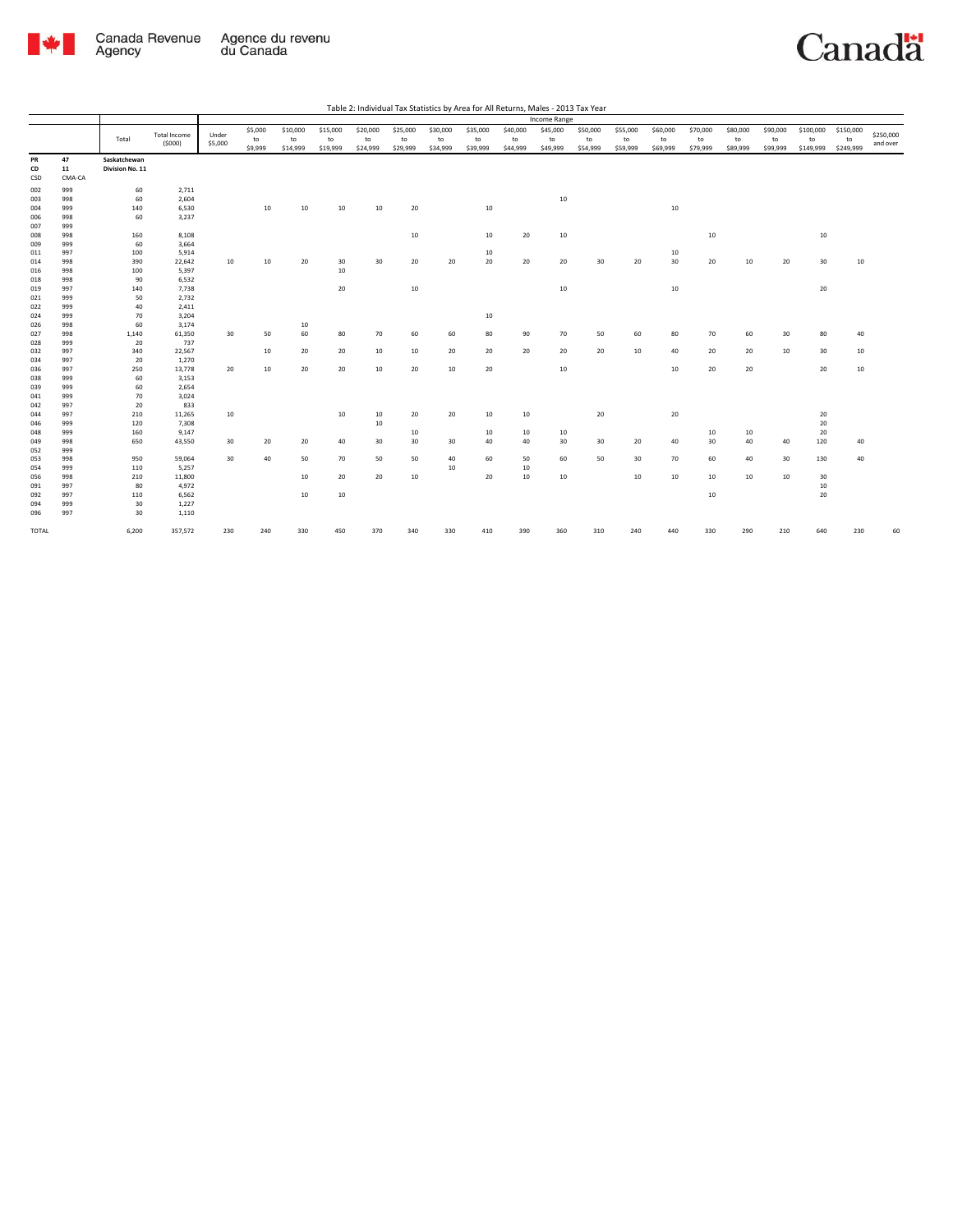Table 2: Individual Tax Statistics by Area for All Returns, Males - 2013 Tax Year

| | | Total | Total Income ($000) | Income Range | | | | | | | | | | | | | | | | | | |
|---|---|---|---|---|---|---|---|---|---|---|---|---|---|---|---|---|---|---|---|---|---|---|
| | | | | Under $5,000 | $5,000 to $9,999 | $10,000 to $14,999 | $15,000 to $19,999 | $20,000 to $24,999 | $25,000 to $29,999 | $30,000 to $34,999 | $35,000 to $39,999 | $40,000 to $44,999 | $45,000 to $49,999 | $50,000 to $54,999 | $55,000 to $59,999 | $60,000 to $69,999 | $70,000 to $79,999 | $80,000 to $89,999 | $90,000 to $99,999 | $100,000 to $149,999 | $150,000 to $249,999 | $250,000 and over |
| PR | 47 | Saskatchewan | | | | | | | | | | | | | | | | | | | | |
| CD | 11 | Division No. 11 | | | | | | | | | | | | | | | | | | | | |
| CSD | CMA-CA | | | | | | | | | | | | | | | | | | | | | |
| 002 | 999 | 60 | 2,711 | | | | | | | | | | | | | | | | | | | |
| 003 | 998 | 60 | 2,604 | | | | | | | | | | 10 | | | | | | | | | |
| 004 | 999 | 140 | 6,530 | | 10 | 10 | 10 | 10 | 20 | | 10 | | | | | 10 | | | | | | |
| 006 | 998 | 60 | 3,237 | | | | | | | | | | | | | | | | | | | |
| 007 | 999 | | | | | | | | | | | | | | | | | | | | | |
| 008 | 998 | 160 | 8,108 | | | | | | 10 | | 10 | 20 | 10 | | | | 10 | | | 10 | | |
| 009 | 999 | 60 | 3,664 | | | | | | | | | | | | | | | | | | | |
| 011 | 997 | 100 | 5,914 | | | | | | | | 10 | | | | | 10 | | | | | | |
| 014 | 998 | 390 | 22,642 | 10 | 10 | 20 | 30 | 30 | 20 | 20 | 20 | 20 | 20 | 30 | 20 | 30 | 20 | 10 | 20 | 30 | 10 | |
| 016 | 998 | 100 | 5,397 | | | | 10 | | | | | | | | | | | | | | | |
| 018 | 998 | 90 | 6,532 | | | | | | | | | | | | | | | | | | | |
| 019 | 997 | 140 | 7,738 | | | | 20 | | 10 | | | | 10 | | | 10 | | | | 20 | | |
| 021 | 999 | 50 | 2,732 | | | | | | | | | | | | | | | | | | | |
| 022 | 999 | 40 | 2,411 | | | | | | | | | | | | | | | | | | | |
| 024 | 999 | 70 | 3,204 | | | | | | | | 10 | | | | | | | | | | | |
| 026 | 998 | 60 | 3,174 | | | 10 | | | | | | | | | | | | | | | | |
| 027 | 998 | 1,140 | 61,350 | 30 | 50 | 60 | 80 | 70 | 60 | 60 | 80 | 90 | 70 | 50 | 60 | 80 | 70 | 60 | 30 | 80 | 40 | |
| 028 | 999 | 20 | 737 | | | | | | | | | | | | | | | | | | | |
| 032 | 997 | 340 | 22,567 | | 10 | 20 | 20 | 10 | 10 | 20 | 20 | 20 | 20 | 20 | 10 | 40 | 20 | 20 | 10 | 30 | 10 | |
| 034 | 997 | 20 | 1,270 | | | | | | | | | | | | | | | | | | | |
| 036 | 997 | 250 | 13,778 | 20 | 10 | 20 | 20 | 10 | 20 | 10 | 20 | | 10 | | | 10 | 20 | 20 | | 20 | 10 | |
| 038 | 999 | 60 | 3,153 | | | | | | | | | | | | | | | | | | | |
| 039 | 999 | 60 | 2,654 | | | | | | | | | | | | | | | | | | | |
| 041 | 999 | 70 | 3,024 | | | | | | | | | | | | | | | | | | | |
| 042 | 997 | 20 | 833 | | | | | | | | | | | | | | | | | | | |
| 044 | 997 | 210 | 11,265 | 10 | | | 10 | 10 | 20 | 20 | 10 | 10 | | 20 | | 20 | | | | 20 | | |
| 046 | 999 | 120 | 7,308 | | | | | 10 | | | | | | | | | | | | 20 | | |
| 048 | 999 | 160 | 9,147 | | | | | | 10 | | 10 | 10 | 10 | | | | 10 | 10 | | 20 | | |
| 049 | 998 | 650 | 43,550 | 30 | 20 | 20 | 40 | 30 | 30 | 30 | 40 | 40 | 30 | 30 | 20 | 40 | 30 | 40 | 40 | 120 | 40 | |
| 052 | 999 | | | | | | | | | | | | | | | | | | | | | |
| 053 | 998 | 950 | 59,064 | 30 | 40 | 50 | 70 | 50 | 50 | 40 | 60 | 50 | 60 | 50 | 30 | 70 | 60 | 40 | 30 | 130 | 40 | |
| 054 | 999 | 110 | 5,257 | | | | | | | 10 | | 10 | | | | | | | | | | |
| 056 | 998 | 210 | 11,800 | | | 10 | 20 | 20 | 10 | | 20 | 10 | 10 | | 10 | 10 | 10 | 10 | 10 | 30 | | |
| 091 | 997 | 80 | 4,972 | | | | | | | | | | | | | | | | | 10 | | |
| 092 | 997 | 110 | 6,562 | | | 10 | 10 | | | | | | | | | | 10 | | | 20 | | |
| 094 | 999 | 30 | 1,227 | | | | | | | | | | | | | | | | | | | |
| 096 | 997 | 30 | 1,110 | | | | | | | | | | | | | | | | | | | |
| TOTAL | | 6,200 | 357,572 | 230 | 240 | 330 | 450 | 370 | 340 | 330 | 410 | 390 | 360 | 310 | 240 | 440 | 330 | 290 | 210 | 640 | 230 | 60 |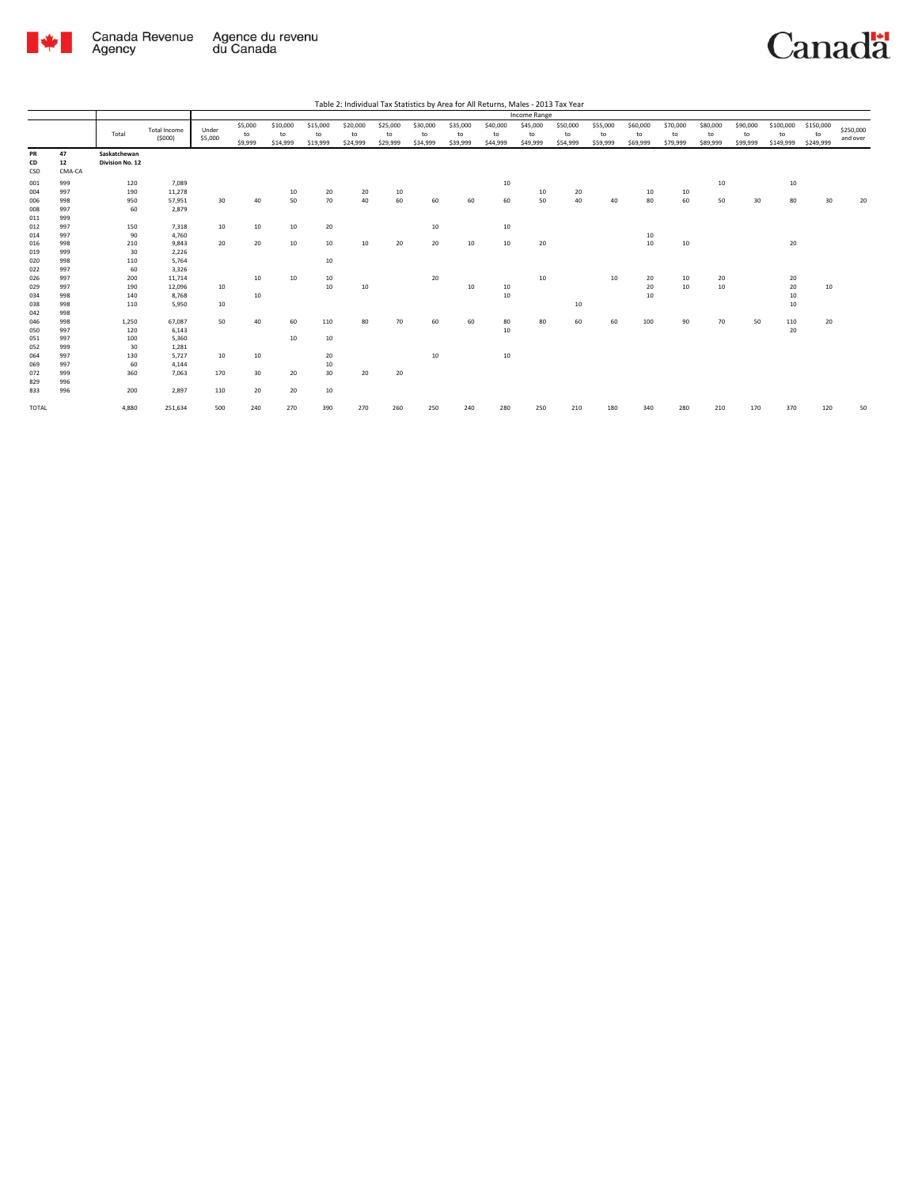Table 2: Individual Tax Statistics by Area for All Returns, Males - 2013 Tax Year

| | | Total | Total Income ($000) | Income Range | | | | | | | | | | | | | | | | | | |
|---|---|---|---|---|---|---|---|---|---|---|---|---|---|---|---|---|---|---|---|---|---|---|
| | | | | Under $5,000 | $5,000 to $9,999 | $10,000 to $14,999 | $15,000 to $19,999 | $20,000 to $24,999 | $25,000 to $29,999 | $30,000 to $34,999 | $35,000 to $39,999 | $40,000 to $44,999 | $45,000 to $49,999 | $50,000 to $54,999 | $55,000 to $59,999 | $60,000 to $69,999 | $70,000 to $79,999 | $80,000 to $89,999 | $90,000 to $99,999 | $100,000 to $149,999 | $150,000 to $249,999 | $250,000 and over |
| **PR** | **47** | **Saskatchewan** | | | | | | | | | | | | | | | | | | | | |
| **CD** | **12** | **Division No. 12** | | | | | | | | | | | | | | | | | | | | |
| CSD | CMA-CA | | | | | | | | | | | | | | | | | | | | | |
| 001 | 999 | 120 | 7,089 | | | | | | | | | 10 | | | | | | 10 | | 10 | | |
| 004 | 997 | 190 | 11,278 | | | 10 | 20 | 20 | 10 | | | | 10 | 20 | | 10 | 10 | | | | | |
| 006 | 998 | 950 | 57,951 | 30 | 40 | 50 | 70 | 40 | 60 | 60 | 60 | 60 | 50 | 40 | 40 | 80 | 60 | 50 | 30 | 80 | 30 | 20 |
| 008 | 997 | 60 | 2,879 | | | | | | | | | | | | | | | | | | | |
| 011 | 999 | | | | | | | | | | | | | | | | | | | | | |
| 012 | 997 | 150 | 7,318 | 10 | 10 | 10 | 20 | | | 10 | | 10 | | | | | | | | | | |
| 014 | 997 | 90 | 4,760 | | | | | | | | | | | | | 10 | | | | | | |
| 016 | 998 | 210 | 9,843 | 20 | 20 | 10 | 10 | 10 | 20 | 20 | 10 | 10 | 20 | | | 10 | 10 | | | 20 | | |
| 019 | 999 | 30 | 2,226 | | | | | | | | | | | | | | | | | | | |
| 020 | 998 | 110 | 5,764 | | | | 10 | | | | | | | | | | | | | | | |
| 022 | 997 | 60 | 3,326 | | | | | | | | | | | | | | | | | | | |
| 026 | 997 | 200 | 11,714 | | 10 | 10 | 10 | | | 20 | | | 10 | | 10 | 20 | 10 | 20 | | 20 | | |
| 029 | 997 | 190 | 12,096 | 10 | | | 10 | 10 | | | 10 | 10 | | | | 20 | 10 | 10 | | 20 | 10 | |
| 034 | 998 | 140 | 8,768 | | 10 | | | | | | | 10 | | | | 10 | | | | 10 | | |
| 038 | 998 | 110 | 5,950 | 10 | | | | | | | | | | 10 | | | | | | 10 | | |
| 042 | 998 | | | | | | | | | | | | | | | | | | | | | |
| 046 | 998 | 1,250 | 67,087 | 50 | 40 | 60 | 110 | 80 | 70 | 60 | 60 | 80 | 80 | 60 | 60 | 100 | 90 | 70 | 50 | 110 | 20 | |
| 050 | 997 | 120 | 6,143 | | | | | | | | | 10 | | | | | | | | 20 | | |
| 051 | 997 | 100 | 5,360 | | | 10 | 10 | | | | | | | | | | | | | | | |
| 052 | 999 | 30 | 1,281 | | | | | | | | | | | | | | | | | | | |
| 064 | 997 | 130 | 5,727 | 10 | 10 | | 20 | | | 10 | | 10 | | | | | | | | | | |
| 069 | 997 | 60 | 4,144 | | | | 10 | | | | | | | | | | | | | | | |
| 072 | 999 | 360 | 7,063 | 170 | 30 | 20 | 30 | 20 | 20 | | | | | | | | | | | | | |
| 829 | 996 | | | | | | | | | | | | | | | | | | | | | |
| 833 | 996 | 200 | 2,897 | 110 | 20 | 20 | 10 | | | | | | | | | | | | | | | |
| TOTAL | | 4,880 | 251,634 | 500 | 240 | 270 | 390 | 270 | 260 | 250 | 240 | 280 | 250 | 210 | 180 | 340 | 280 | 210 | 170 | 370 | 120 | 50 |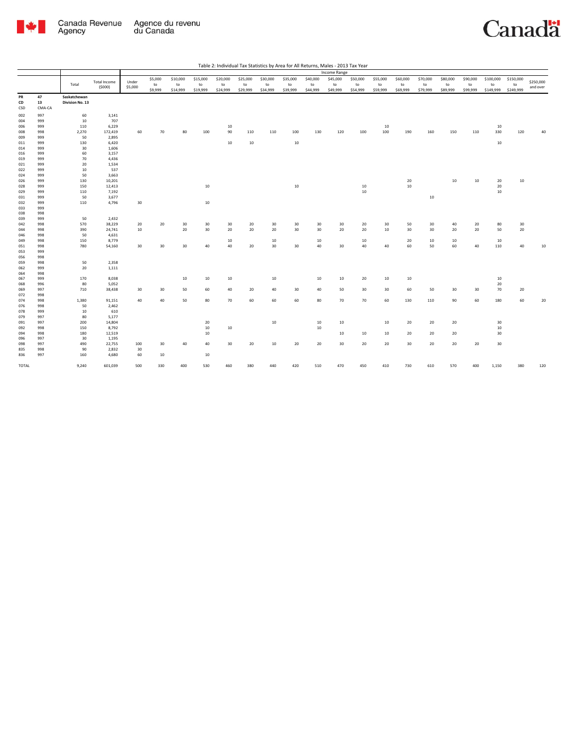Table 2: Individual Tax Statistics by Area for All Returns, Males - 2013 Tax Year

| | | Total | Total Income ($000) | Income Range | | | | | | | | | | | | | | | | | | |
|---|---|---|---|---|---|---|---|---|---|---|---|---|---|---|---|---|---|---|---|---|---|---|
| | | | | Under $5,000 | $5,000 to $9,999 | $10,000 to $14,999 | $15,000 to $19,999 | $20,000 to $24,999 | $25,000 to $29,999 | $30,000 to $34,999 | $35,000 to $39,999 | $40,000 to $44,999 | $45,000 to $49,999 | $50,000 to $54,999 | $55,000 to $59,999 | $60,000 to $69,999 | $70,000 to $79,999 | $80,000 to $89,999 | $90,000 to $99,999 | $100,000 to $149,999 | $150,000 to $249,999 | $250,000 and over |
| PR | 47 | Saskatchewan | | | | | | | | | | | | | | | | | | | | |
| CD | 13 | Division No. 13 | | | | | | | | | | | | | | | | | | | | |
| CSD | CMA-CA | | | | | | | | | | | | | | | | | | | | | |
| 002 | 997 | 60 | 3,141 | | | | | | | | | | | | | | | | | | | |
| 004 | 999 | 10 | 707 | | | | | | | | | | | | | | | | | | | |
| 006 | 999 | 110 | 6,229 | | | | | 10 | | | | | | | 10 | | | | | 10 | | |
| 008 | 998 | 2,270 | 172,419 | 60 | 70 | 80 | 100 | 90 | 110 | 110 | 100 | 130 | 120 | 100 | 100 | 190 | 160 | 150 | 110 | 330 | 120 | 40 |
| 009 | 999 | 50 | 2,895 | | | | | | | | | | | | | | | | | | | |
| 011 | 999 | 130 | 6,420 | | | | | 10 | 10 | | 10 | | | | | | | | | 10 | | |
| 014 | 999 | 30 | 1,606 | | | | | | | | | | | | | | | | | | | |
| 016 | 999 | 60 | 3,157 | | | | | | | | | | | | | | | | | | | |
| 019 | 999 | 70 | 4,436 | | | | | | | | | | | | | | | | | | | |
| 021 | 999 | 20 | 1,534 | | | | | | | | | | | | | | | | | | | |
| 022 | 999 | 10 | 537 | | | | | | | | | | | | | | | | | | | |
| 024 | 999 | 50 | 3,663 | | | | | | | | | | | | | | | | | | | |
| 026 | 999 | 130 | 10,201 | | | | | | | | | | | | | 20 | | 10 | 10 | 20 | 10 | |
| 028 | 999 | 150 | 12,413 | | | | 10 | | | | 10 | | | 10 | | 10 | | | | 20 | | |
| 029 | 999 | 110 | 7,192 | | | | | | | | | | | 10 | | | | | | 10 | | |
| 031 | 999 | 50 | 3,677 | | | | | | | | | | | | | | 10 | | | | | |
| 032 | 999 | 110 | 4,796 | 30 | | | 10 | | | | | | | | | | | | | | | |
| 033 | 999 | | | | | | | | | | | | | | | | | | | | | |
| 038 | 998 | | | | | | | | | | | | | | | | | | | | | |
| 039 | 999 | 50 | 2,432 | | | | | | | | | | | | | | | | | | | |
| 042 | 998 | 570 | 38,229 | 20 | 20 | 30 | 30 | 30 | 20 | 30 | 30 | 30 | 30 | 20 | 30 | 50 | 30 | 40 | 20 | 80 | 30 | |
| 044 | 998 | 390 | 24,741 | 10 | | 20 | 30 | 20 | 20 | 20 | 30 | 30 | 20 | 20 | 10 | 30 | 30 | 20 | 20 | 50 | 20 | |
| 046 | 998 | 50 | 4,631 | | | | | | | | | | | | | | | | | | | |
| 049 | 998 | 150 | 8,779 | | | | | 10 | | 10 | | 10 | | 10 | | 20 | 10 | 10 | | 10 | | |
| 051 | 998 | 780 | 54,160 | 30 | 30 | 30 | 40 | 40 | 20 | 30 | 30 | 40 | 30 | 40 | 40 | 60 | 50 | 60 | 40 | 110 | 40 | 10 |
| 053 | 999 | | | | | | | | | | | | | | | | | | | | | |
| 056 | 998 | | | | | | | | | | | | | | | | | | | | | |
| 059 | 998 | 50 | 2,358 | | | | | | | | | | | | | | | | | | | |
| 062 | 999 | 20 | 1,111 | | | | | | | | | | | | | | | | | | | |
| 064 | 998 | | | | | | | | | | | | | | | | | | | | | |
| 067 | 999 | 170 | 8,038 | | | 10 | 10 | 10 | | 10 | | 10 | 10 | 20 | 10 | 10 | | | | 10 | | |
| 068 | 996 | 80 | 5,052 | | | | | | | | | | | | | | | | | 20 | | |
| 069 | 997 | 710 | 38,438 | 30 | 30 | 50 | 60 | 40 | 20 | 40 | 30 | 40 | 50 | 30 | 30 | 60 | 50 | 30 | 30 | 70 | 20 | |
| 072 | 998 | | | | | | | | | | | | | | | | | | | | | |
| 074 | 998 | 1,380 | 91,151 | 40 | 40 | 50 | 80 | 70 | 60 | 60 | 60 | 80 | 70 | 70 | 60 | 130 | 110 | 90 | 60 | 180 | 60 | 20 |
| 076 | 998 | 50 | 2,462 | | | | | | | | | | | | | | | | | | | |
| 078 | 999 | 10 | 610 | | | | | | | | | | | | | | | | | | | |
| 079 | 997 | 80 | 5,177 | | | | | | | | | | | | | | | | | | | |
| 091 | 997 | 200 | 14,804 | | | | 20 | | | 10 | | 10 | 10 | | 10 | 20 | 20 | 20 | | 30 | | |
| 092 | 998 | 150 | 8,792 | | | | 10 | 10 | | | | 10 | | | | | | | | 10 | | |
| 094 | 998 | 180 | 12,519 | | | | 10 | | | | | | 10 | 10 | 10 | 20 | 20 | 20 | | 30 | | |
| 096 | 997 | 30 | 1,195 | | | | | | | | | | | | | | | | | | | |
| 098 | 997 | 490 | 22,755 | 100 | 30 | 40 | 40 | 30 | 20 | 10 | 20 | 20 | 30 | 20 | 20 | 30 | 20 | 20 | 20 | 30 | | |
| 835 | 998 | 90 | 2,832 | 30 | | | | | | | | | | | | | | | | | | |
| 836 | 997 | 160 | 4,680 | 60 | 10 | | 10 | | | | | | | | | | | | | | | |
| TOTAL | | 9,240 | 601,039 | 500 | 330 | 400 | 530 | 460 | 380 | 440 | 420 | 510 | 470 | 450 | 410 | 730 | 610 | 570 | 400 | 1,150 | 380 | 120 |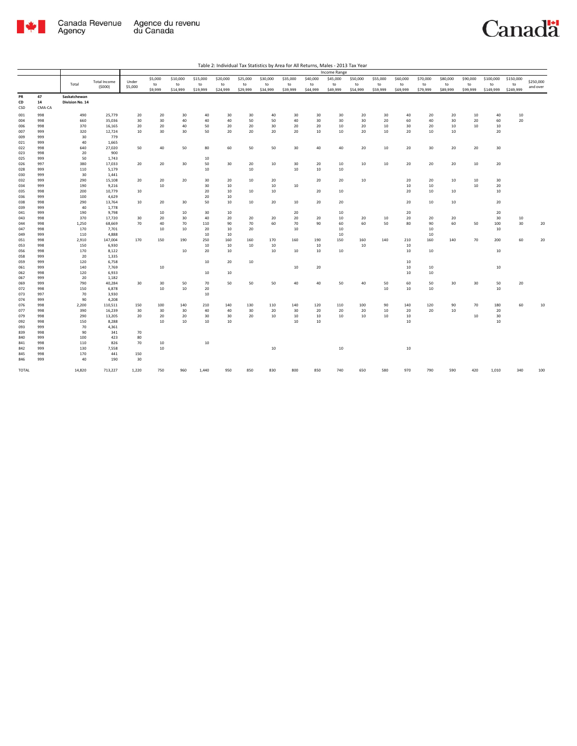Table 2: Individual Tax Statistics by Area for All Returns, Males - 2013 Tax Year

| | | | | Income Range | | | | | | | | | | | | | | | | | | |
|---|---|---|---|---|---|---|---|---|---|---|---|---|---|---|---|---|---|---|---|---|---|---|
| | | Total | Total Income ($000) | Under $5,000 | $5,000 to $9,999 | $10,000 to $14,999 | $15,000 to $19,999 | $20,000 to $24,999 | $25,000 to $29,999 | $30,000 to $34,999 | $35,000 to $39,999 | $40,000 to $44,999 | $45,000 to $49,999 | $50,000 to $54,999 | $55,000 to $59,999 | $60,000 to $69,999 | $70,000 to $79,999 | $80,000 to $89,999 | $90,000 to $99,999 | $100,000 to $149,999 | $150,000 to $249,999 | $250,000 and over |
| PR | 47 | Saskatchewan | | | | | | | | | | | | | | | | | | | | |
| CD | 14 | Division No. 14 | | | | | | | | | | | | | | | | | | | | |
| CSD | CMA-CA | | | | | | | | | | | | | | | | | | | | | |
| 001 | 998 | 490 | 25,779 | 20 | 20 | 30 | 40 | 30 | 30 | 40 | 30 | 30 | 30 | 20 | 30 | 40 | 20 | 20 | 10 | 40 | 10 | |
| 004 | 998 | 660 | 35,036 | 30 | 30 | 40 | 40 | 40 | 50 | 50 | 40 | 30 | 30 | 30 | 20 | 60 | 40 | 30 | 20 | 60 | 20 | |
| 006 | 998 | 370 | 16,165 | 20 | 20 | 40 | 50 | 20 | 20 | 30 | 20 | 20 | 10 | 20 | 10 | 30 | 20 | 10 | 10 | 10 | | |
| 007 | 999 | 320 | 12,724 | 10 | 30 | 30 | 50 | 20 | 20 | 20 | 20 | 10 | 10 | 20 | 10 | 20 | 10 | 10 | | 20 | | |
| 009 | 999 | 30 | 779 | | | | | | | | | | | | | | | | | | | |
| 021 | 999 | 40 | 1,665 | | | | | | | | | | | | | | | | | | | |
| 022 | 998 | 640 | 27,020 | 50 | 40 | 50 | 80 | 60 | 50 | 50 | 30 | 40 | 40 | 20 | 10 | 20 | 30 | 20 | 20 | 30 | | |
| 023 | 998 | 20 | 900 | | | | | | | | | | | | | | | | | | | |
| 025 | 999 | 50 | 1,743 | | | | 10 | | | | | | | | | | | | | | | |
| 026 | 997 | 380 | 17,033 | 20 | 20 | 30 | 50 | 30 | 20 | 10 | 30 | 20 | 10 | 10 | 10 | 20 | 20 | 20 | 10 | 20 | | |
| 028 | 999 | 110 | 5,179 | | | | 10 | | 10 | | 10 | 10 | 10 | | | | | | | | | |
| 030 | 999 | 30 | 1,441 | | | | | | | | | | | | | | | | | | | |
| 032 | 999 | 290 | 15,108 | 20 | 20 | 20 | 30 | 20 | 10 | 20 | | 20 | 20 | 10 | | 20 | 20 | 10 | 10 | 30 | | |
| 034 | 999 | 190 | 9,216 | | 10 | | 30 | 10 | | 10 | 10 | | | | | 10 | 10 | | 10 | 20 | | |
| 035 | 998 | 200 | 10,779 | 10 | | | 20 | 10 | 10 | 10 | | 20 | 10 | | | 20 | 10 | 10 | | 10 | | |
| 036 | 999 | 100 | 4,629 | | | | 20 | 10 | | | | | | | | | | | | | | |
| 038 | 998 | 290 | 13,764 | 10 | 20 | 30 | 50 | 10 | 10 | 20 | 10 | 20 | 20 | | | 20 | 10 | 10 | | 20 | | |
| 039 | 999 | 40 | 1,778 | | | | | | | | | | | | | | | | | | | |
| 041 | 999 | 190 | 9,798 | | 10 | 10 | 30 | 10 | | | 20 | | 10 | | | 20 | | | | 20 | | |
| 043 | 998 | 370 | 17,720 | 30 | 20 | 30 | 40 | 20 | 20 | 20 | 20 | 20 | 10 | 20 | 10 | 20 | 20 | 20 | | 30 | 10 | |
| 044 | 998 | 1,250 | 68,669 | 70 | 40 | 70 | 110 | 90 | 70 | 60 | 70 | 90 | 60 | 60 | 50 | 80 | 90 | 60 | 50 | 100 | 30 | 20 |
| 047 | 998 | 170 | 7,701 | | 10 | 10 | 20 | 10 | 20 | | 10 | | 10 | | | | 10 | | | 10 | | |
| 049 | 999 | 110 | 4,888 | | | | 10 | 10 | | | | | 10 | | | | 10 | | | | | |
| 051 | 998 | 2,910 | 147,004 | 170 | 150 | 190 | 250 | 160 | 160 | 170 | 160 | 190 | 150 | 160 | 140 | 210 | 160 | 140 | 70 | 200 | 60 | 20 |
| 053 | 998 | 150 | 6,930 | | | | 10 | 10 | 10 | 10 | | 10 | | 10 | | 10 | | | | | | |
| 056 | 998 | 170 | 8,122 | | | 10 | 20 | 10 | | 10 | 10 | 10 | 10 | | | 10 | 10 | | | 10 | | |
| 058 | 999 | 20 | 1,335 | | | | | | | | | | | | | | | | | | | |
| 059 | 999 | 120 | 6,758 | | | | 10 | 20 | 10 | | | | | | | 10 | | | | | | |
| 061 | 999 | 140 | 7,769 | | 10 | | | | | | 10 | 20 | | | | 10 | 10 | | | 10 | | |
| 062 | 998 | 120 | 6,933 | | | | 10 | 10 | | | | | | | | 10 | 10 | | | | | |
| 067 | 999 | 20 | 1,182 | | | | | | | | | | | | | | | | | | | |
| 069 | 999 | 790 | 40,284 | 30 | 30 | 50 | 70 | 50 | 50 | 50 | 40 | 40 | 50 | 40 | 50 | 60 | 50 | 30 | 30 | 50 | 20 | |
| 072 | 998 | 150 | 6,878 | | 10 | 10 | 20 | | | | | | | | 10 | 10 | 10 | | | 10 | | |
| 073 | 997 | 70 | 3,930 | | | | 10 | | | | | | | | | | | | | | | |
| 074 | 999 | 90 | 4,208 | | | | | | | | | | | | | | | | | | | |
| 076 | 998 | 2,200 | 110,511 | 150 | 100 | 140 | 210 | 140 | 130 | 110 | 140 | 120 | 110 | 100 | 90 | 140 | 120 | 90 | 70 | 180 | 60 | 10 |
| 077 | 998 | 390 | 16,239 | 30 | 30 | 30 | 40 | 40 | 30 | 20 | 30 | 20 | 20 | 20 | 10 | 20 | 20 | 10 | | 20 | | |
| 079 | 998 | 290 | 13,205 | 20 | 20 | 20 | 30 | 30 | 20 | 10 | 10 | 10 | 10 | 10 | 10 | 10 | | | 10 | 30 | | |
| 092 | 998 | 150 | 8,288 | | 10 | 10 | 10 | 10 | | | 10 | 10 | | | | 10 | | | | 10 | | |
| 093 | 999 | 70 | 4,361 | | | | | | | | | | | | | | | | | | | |
| 839 | 998 | 90 | 341 | 70 | | | | | | | | | | | | | | | | | | |
| 840 | 999 | 100 | 423 | 80 | | | | | | | | | | | | | | | | | | |
| 841 | 998 | 110 | 826 | 70 | 10 | | 10 | | | | | | | | | | | | | | | |
| 842 | 999 | 130 | 7,558 | | 10 | | | | | 10 | | | 10 | | | 10 | | | | | | |
| 845 | 998 | 170 | 441 | 150 | | | | | | | | | | | | | | | | | | |
| 846 | 999 | 40 | 190 | 30 | | | | | | | | | | | | | | | | | | |
| TOTAL | | 14,820 | 713,227 | 1,220 | 750 | 960 | 1,440 | 950 | 850 | 830 | 800 | 850 | 740 | 650 | 580 | 970 | 790 | 590 | 420 | 1,010 | 340 | 100 |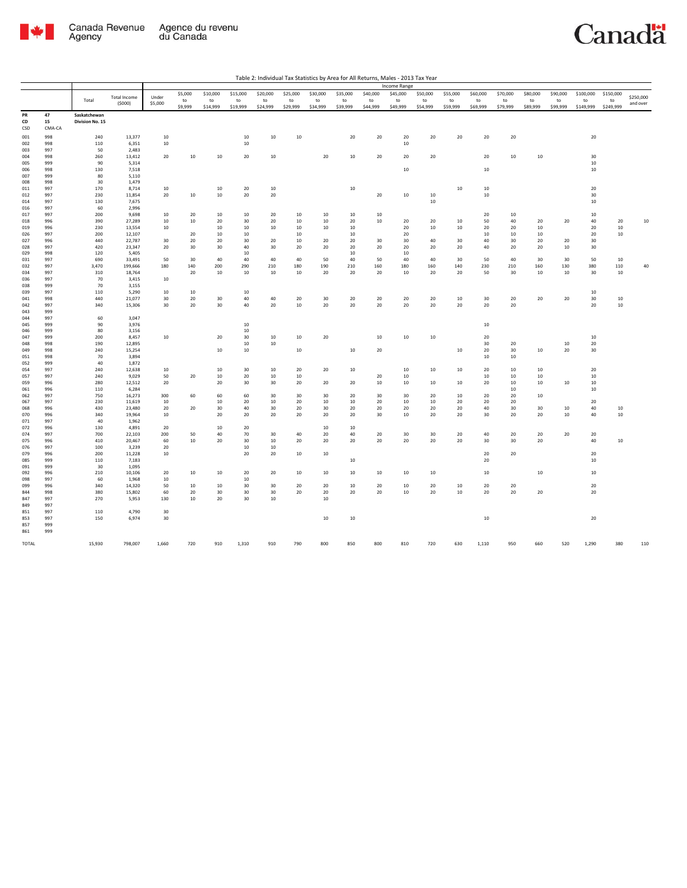Table 2: Individual Tax Statistics by Area for All Returns, Males - 2013 Tax Year

| | | | | Income Range | | | | | | | | | | | | | | | | | | |
|---|---|---|---|---|---|---|---|---|---|---|---|---|---|---|---|---|---|---|---|---|---|---|
| | | Total | Total Income ($000) | Under $5,000 | $5,000 to $9,999 | $10,000 to $14,999 | $15,000 to $19,999 | $20,000 to $24,999 | $25,000 to $29,999 | $30,000 to $34,999 | $35,000 to $39,999 | $40,000 to $44,999 | $45,000 to $49,999 | $50,000 to $54,999 | $55,000 to $59,999 | $60,000 to $69,999 | $70,000 to $79,999 | $80,000 to $89,999 | $90,000 to $99,999 | $100,000 to $149,999 | $150,000 to $249,999 | $250,000 and over |
| PR | 47 | Saskatchewan | | | | | | | | | | | | | | | | | | | | |
| CD | 15 | Division No. 15 | | | | | | | | | | | | | | | | | | | | |
| CSD | CMA-CA | | | | | | | | | | | | | | | | | | | | | |
| 001 | 998 | 240 | 13,377 | 10 | | | 10 | 10 | 10 | | 20 | 20 | 20 | 20 | 20 | 20 | 20 | | | 20 | | |
| 002 | 998 | 110 | 6,351 | 10 | | | 10 | | | | | | 10 | | | | | | | | | |
| 003 | 997 | 50 | 2,483 | | | | | | | | | | | | | | | | | | | |
| 004 | 998 | 260 | 13,412 | 20 | 10 | 10 | 20 | 10 | | 20 | 10 | 20 | 20 | 20 | | 20 | 10 | 10 | | 30 | | |
| 005 | 999 | 90 | 5,314 | | | | | | | | | | | | | | | | | 10 | | |
| 006 | 998 | 130 | 7,518 | | | | | | | | | | 10 | | | 10 | | | | 10 | | |
| 007 | 999 | 80 | 5,110 | | | | | | | | | | | | | | | | | | | |
| 008 | 998 | 30 | 1,479 | | | | | | | | | | | | | | | | | | | |
| 011 | 997 | 170 | 8,714 | 10 | | 10 | 20 | 10 | | | 10 | | | | 10 | 10 | | | | 20 | | |
| 012 | 997 | 230 | 11,854 | 20 | 10 | 10 | 20 | 20 | | | | 20 | 10 | 10 | | 10 | | | | 30 | | |
| 014 | 997 | 130 | 7,675 | | | | | | | | | | | 10 | | | | | | 10 | | |
| 016 | 997 | 60 | 2,996 | | | | | | | | | | | | | | | | | | | |
| 017 | 997 | 200 | 9,698 | 10 | 20 | 10 | 10 | 20 | 10 | 10 | 10 | 10 | | | | 20 | 10 | | | 10 | | |
| 018 | 996 | 390 | 27,289 | 10 | 10 | 20 | 30 | 20 | 10 | 10 | 20 | 10 | 20 | 20 | 10 | 50 | 40 | 20 | 20 | 40 | 20 | 10 |
| 019 | 996 | 230 | 13,554 | 10 | | 10 | 10 | 10 | 10 | 10 | 10 | | 20 | 10 | 10 | 20 | 20 | 10 | | 20 | 10 | |
| 026 | 997 | 200 | 12,107 | | 20 | 10 | 10 | | 10 | | 10 | | 20 | | | 10 | 10 | 10 | | 20 | 10 | |
| 027 | 996 | 440 | 22,787 | 30 | 20 | 20 | 30 | 20 | 10 | 20 | 20 | 30 | 30 | 40 | 30 | 40 | 30 | 20 | 20 | 30 | | |
| 028 | 997 | 420 | 23,347 | 20 | 30 | 30 | 40 | 30 | 20 | 20 | 20 | 20 | 20 | 20 | 20 | 40 | 20 | 20 | 10 | 30 | | |
| 029 | 998 | 120 | 5,405 | | | | 10 | | | | 10 | | 10 | | | | | | | | | |
| 031 | 997 | 690 | 33,491 | 50 | 30 | 40 | 40 | 40 | 40 | 50 | 40 | 50 | 40 | 40 | 30 | 50 | 40 | 30 | 30 | 50 | 10 | |
| 032 | 997 | 3,470 | 199,666 | 180 | 140 | 200 | 290 | 210 | 180 | 190 | 210 | 160 | 180 | 160 | 140 | 230 | 210 | 160 | 130 | 380 | 110 | 40 |
| 034 | 997 | 310 | 18,764 | | 20 | 10 | 10 | 10 | 10 | 20 | 20 | 20 | 10 | 20 | 20 | 50 | 30 | 10 | 10 | 30 | 10 | |
| 036 | 997 | 70 | 3,415 | 10 | | | | | | | | | | | | | | | | | | |
| 038 | 999 | 70 | 3,155 | | | | | | | | | | | | | | | | | | | |
| 039 | 997 | 110 | 5,290 | 10 | 10 | | 10 | | | | | | | | | | | | | 10 | | |
| 041 | 998 | 440 | 21,077 | 30 | 20 | 30 | 40 | 40 | 20 | 30 | 20 | 20 | 20 | 20 | 10 | 30 | 20 | 20 | 20 | 30 | 10 | |
| 042 | 997 | 340 | 15,306 | 30 | 20 | 30 | 40 | 20 | 10 | 20 | 20 | 20 | 20 | 20 | 20 | 20 | 20 | | | 20 | 10 | |
| 043 | 999 | | | | | | | | | | | | | | | | | | | | | |
| 044 | 997 | 60 | 3,047 | | | | | | | | | | | | | | | | | | | |
| 045 | 999 | 90 | 3,976 | | | | 10 | | | | | | | | | 10 | | | | | | |
| 046 | 999 | 80 | 3,156 | | | | 10 | | | | | | | | | | | | | | | |
| 047 | 999 | 200 | 8,457 | 10 | | 20 | 30 | 10 | 10 | 20 | | 10 | 10 | 10 | | 20 | | | | 10 | | |
| 048 | 998 | 190 | 12,895 | | | | 10 | 10 | | | | | | | | 30 | 20 | | 10 | 20 | | |
| 049 | 998 | 240 | 15,254 | | | 10 | 10 | | 10 | | 10 | 20 | | | 10 | 20 | 30 | 10 | 20 | 30 | | |
| 051 | 998 | 70 | 3,894 | | | | | | | | | | | | | 10 | 10 | | | | | |
| 052 | 999 | 40 | 1,872 | | | | | | | | | | | | | | | | | | | |
| 054 | 997 | 240 | 12,638 | 10 | | 10 | 30 | 10 | 20 | 20 | 10 | | 10 | 10 | 10 | 20 | 10 | 10 | | 20 | | |
| 057 | 997 | 240 | 9,029 | 50 | 20 | 10 | 20 | 10 | 10 | | | 20 | 10 | | | 10 | 10 | 10 | | 10 | | |
| 059 | 996 | 280 | 12,512 | 20 | | 20 | 30 | 30 | 20 | 20 | 20 | 10 | 10 | 10 | 10 | 20 | 10 | 10 | 10 | 10 | | |
| 061 | 996 | 110 | 6,284 | | | | | | | | | | | | | | 10 | | | 10 | | |
| 062 | 997 | 750 | 16,273 | 300 | 60 | 60 | 60 | 30 | 30 | 30 | 20 | 30 | 30 | 20 | 10 | 20 | 20 | 10 | | | | |
| 067 | 997 | 230 | 11,619 | 10 | | 10 | 20 | 10 | 20 | 10 | 10 | 20 | 10 | 10 | 20 | 20 | 20 | | | 20 | | |
| 068 | 996 | 430 | 23,480 | 20 | 20 | 30 | 40 | 30 | 20 | 30 | 20 | 20 | 20 | 20 | 20 | 40 | 30 | 30 | 10 | 40 | 10 | |
| 070 | 996 | 340 | 19,964 | 10 | | 20 | 20 | 20 | 20 | 20 | 20 | 30 | 10 | 20 | 20 | 30 | 20 | 20 | 10 | 40 | 10 | |
| 071 | 997 | 40 | 1,962 | | | | | | | | | | | | | | | | | | | |
| 072 | 996 | 130 | 4,891 | 20 | | 10 | 20 | | | 10 | 10 | | | | | | | | | | | |
| 074 | 997 | 700 | 22,103 | 200 | 50 | 40 | 70 | 30 | 40 | 20 | 40 | 20 | 30 | 30 | 20 | 40 | 20 | 20 | 20 | 20 | | |
| 075 | 996 | 410 | 20,467 | 60 | 10 | 20 | 30 | 10 | 20 | 20 | 20 | 20 | 20 | 20 | 20 | 30 | 30 | 20 | | 40 | 10 | |
| 076 | 997 | 100 | 3,239 | 20 | | | 10 | 10 | | | | | | | | | | | | | | |
| 079 | 996 | 200 | 11,228 | 10 | | | 20 | 20 | 10 | 10 | | | | | | 20 | 20 | | | 20 | | |
| 085 | 999 | 110 | 7,183 | | | | | | | | 10 | | | | | 20 | | | | 10 | | |
| 091 | 999 | 30 | 1,095 | | | | | | | | | | | | | | | | | | | |
| 092 | 996 | 210 | 10,106 | 20 | 10 | 10 | 20 | 20 | 10 | 10 | 10 | 10 | 10 | 10 | | 10 | | 10 | | 10 | | |
| 098 | 997 | 60 | 1,968 | 10 | | | 10 | | | | | | | | | | | | | | | |
| 099 | 996 | 340 | 14,320 | 50 | 10 | 10 | 30 | 30 | 20 | 20 | 10 | 20 | 10 | 20 | 10 | 20 | 20 | | | 20 | | |
| 844 | 998 | 380 | 15,802 | 60 | 20 | 30 | 30 | 30 | 20 | 20 | 20 | 20 | 10 | 20 | 10 | 20 | 20 | 20 | | 20 | | |
| 847 | 997 | 270 | 5,953 | 130 | 10 | 20 | 30 | 10 | | 10 | | | | | | | | | | | | |
| 849 | 997 | | | | | | | | | | | | | | | | | | | | | |
| 851 | 997 | 110 | 4,790 | 30 | | | | | | | | | | | | | | | | | | |
| 853 | 997 | 150 | 6,974 | 30 | | | | | | 10 | 10 | | | | | 10 | | | | 20 | | |
| 857 | 999 | | | | | | | | | | | | | | | | | | | | | |
| 861 | 999 | | | | | | | | | | | | | | | | | | | | | |
| TOTAL | | 15,930 | 798,007 | 1,660 | 720 | 910 | 1,310 | 910 | 790 | 800 | 850 | 800 | 810 | 720 | 630 | 1,110 | 950 | 660 | 520 | 1,290 | 380 | 110 |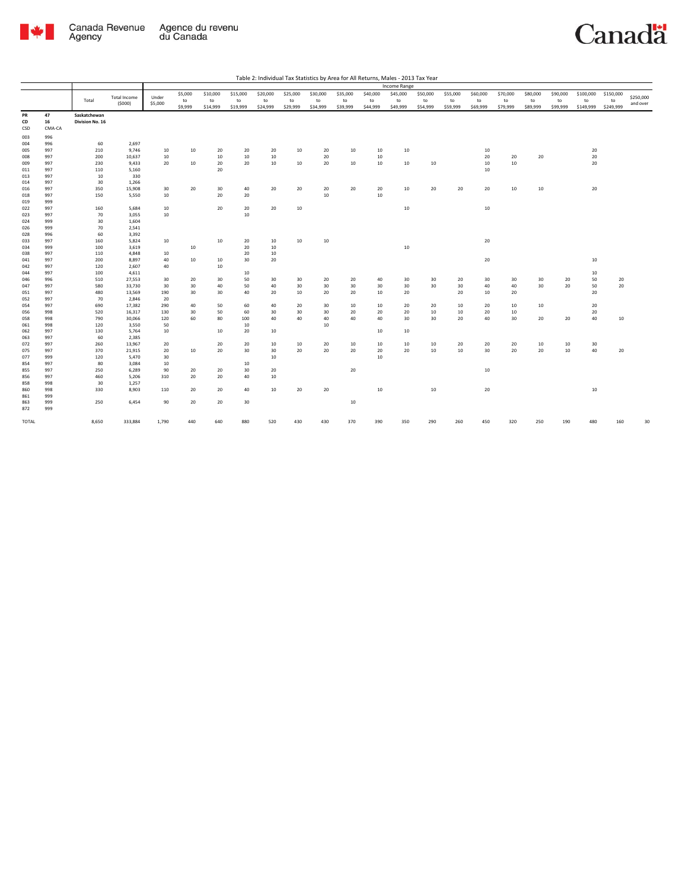Table 2: Individual Tax Statistics by Area for All Returns, Males - 2013 Tax Year

| | | Total | Total Income ($000) | Income Range | | | | | | | | | | | | | | | | | | |
|---|---|---|---|---|---|---|---|---|---|---|---|---|---|---|---|---|---|---|---|---|---|---|
| | | | | Under $5,000 | $5,000 to $9,999 | $10,000 to $14,999 | $15,000 to $19,999 | $20,000 to $24,999 | $25,000 to $29,999 | $30,000 to $34,999 | $35,000 to $39,999 | $40,000 to $44,999 | $45,000 to $49,999 | $50,000 to $54,999 | $55,000 to $59,999 | $60,000 to $69,999 | $70,000 to $79,999 | $80,000 to $89,999 | $90,000 to $99,999 | $100,000 to $149,999 | $150,000 to $249,999 | $250,000 and over |
| PR | 47 | Saskatchewan | | | | | | | | | | | | | | | | | | | | |
| CD | 16 | Division No. 16 | | | | | | | | | | | | | | | | | | | | |
| CSD | CMA-CA | | | | | | | | | | | | | | | | | | | | | |
| 003 | 996 | | | | | | | | | | | | | | | | | | | | | |
| 004 | 996 | 60 | 2,697 | | | | | | | | | | | | | | | | | | | |
| 005 | 997 | 210 | 9,746 | 10 | 10 | 20 | 20 | 20 | 10 | 20 | 10 | 10 | 10 | | | 10 | | | | 20 | | |
| 008 | 997 | 200 | 10,637 | 10 | | 10 | 10 | 10 | | 20 | | 10 | | | | 20 | 20 | 20 | | 20 | | |
| 009 | 997 | 230 | 9,433 | 20 | 10 | 20 | 20 | 10 | 10 | 20 | 10 | 10 | 10 | 10 | | 10 | 10 | | | 20 | | |
| 011 | 997 | 110 | 5,160 | | | 20 | | | | | | | | | | 10 | | | | | | |
| 013 | 997 | 10 | 330 | | | | | | | | | | | | | | | | | | | |
| 014 | 997 | 30 | 1,266 | | | | | | | | | | | | | | | | | | | |
| 016 | 997 | 350 | 15,908 | 30 | 20 | 30 | 40 | 20 | 20 | 20 | 20 | 20 | 10 | 20 | 20 | 20 | 10 | 10 | | 20 | | |
| 018 | 997 | 150 | 5,550 | 10 | | 20 | 20 | | | 10 | | 10 | | | | | | | | | | |
| 019 | 999 | | | | | | | | | | | | | | | | | | | | | |
| 022 | 997 | 160 | 5,684 | 10 | | 20 | 20 | 20 | 10 | | | | 10 | | | 10 | | | | | | |
| 023 | 997 | 70 | 3,055 | 10 | | | 10 | | | | | | | | | | | | | | | |
| 024 | 999 | 30 | 1,604 | | | | | | | | | | | | | | | | | | | |
| 026 | 999 | 70 | 2,541 | | | | | | | | | | | | | | | | | | | |
| 028 | 996 | 60 | 3,392 | | | | | | | | | | | | | | | | | | | |
| 033 | 997 | 160 | 5,824 | 10 | | 10 | 20 | 10 | 10 | 10 | | | | | | 20 | | | | | | |
| 034 | 999 | 100 | 3,619 | | 10 | | 20 | 10 | | | | | 10 | | | | | | | | | |
| 038 | 997 | 110 | 4,848 | 10 | | | 20 | 10 | | | | | | | | | | | | | | |
| 041 | 997 | 200 | 8,897 | 40 | 10 | 10 | 30 | 20 | | | | | | | | 20 | | | | 10 | | |
| 042 | 997 | 120 | 2,607 | 40 | | 10 | | | | | | | | | | | | | | | | |
| 044 | 997 | 100 | 4,611 | | | | 10 | | | | | | | | | | | | | 10 | | |
| 046 | 996 | 510 | 27,553 | 30 | 20 | 30 | 50 | 30 | 30 | 20 | 20 | 40 | 30 | 30 | 20 | 30 | 30 | 30 | 20 | 50 | 20 | |
| 047 | 997 | 580 | 33,730 | 30 | 30 | 40 | 50 | 40 | 30 | 30 | 30 | 30 | 30 | 30 | 30 | 40 | 40 | 30 | 20 | 50 | 20 | |
| 051 | 997 | 480 | 13,569 | 190 | 30 | 30 | 40 | 20 | 10 | 20 | 20 | 10 | 20 | | 20 | 10 | 20 | | | 20 | | |
| 052 | 997 | 70 | 2,846 | 20 | | | | | | | | | | | | | | | | | | |
| 054 | 997 | 690 | 17,382 | 290 | 40 | 50 | 60 | 40 | 20 | 30 | 10 | 10 | 20 | 20 | 10 | 20 | 10 | 10 | | 20 | | |
| 056 | 998 | 520 | 16,317 | 130 | 30 | 50 | 60 | 30 | 30 | 30 | 20 | 20 | 20 | 10 | 10 | 20 | 10 | | | 20 | | |
| 058 | 998 | 790 | 30,066 | 120 | 60 | 80 | 100 | 40 | 40 | 40 | 40 | 40 | 30 | 30 | 20 | 40 | 30 | 20 | 20 | 40 | 10 | |
| 061 | 998 | 120 | 3,550 | 50 | | | 10 | | | 10 | | | | | | | | | | | | |
| 062 | 997 | 130 | 5,764 | 10 | | 10 | 20 | 10 | | | | 10 | 10 | | | | | | | | | |
| 063 | 997 | 60 | 2,385 | | | | | | | | | | | | | | | | | | | |
| 072 | 997 | 260 | 13,967 | 20 | | 20 | 20 | 10 | 10 | 20 | 10 | 10 | 10 | 10 | 20 | 20 | 20 | 10 | 10 | 30 | | |
| 075 | 997 | 370 | 21,915 | 20 | 10 | 20 | 30 | 30 | 20 | 20 | 20 | 20 | 20 | 10 | 10 | 30 | 20 | 20 | 10 | 40 | 20 | |
| 077 | 999 | 120 | 5,470 | 30 | | | | 10 | | | | 10 | | | | | | | | | | |
| 854 | 997 | 80 | 3,084 | 10 | | | 10 | | | | | | | | | | | | | | | |
| 855 | 997 | 250 | 6,289 | 90 | 20 | 20 | 30 | 20 | | | 20 | | | | | 10 | | | | | | |
| 856 | 997 | 460 | 5,206 | 310 | 20 | 20 | 40 | 10 | | | | | | | | | | | | | | |
| 858 | 998 | 30 | 1,257 | | | | | | | | | | | | | | | | | | | |
| 860 | 998 | 330 | 8,903 | 110 | 20 | 20 | 40 | 10 | 20 | 20 | | 10 | | 10 | | 20 | | | | 10 | | |
| 861 | 999 | | | | | | | | | | | | | | | | | | | | | |
| 863 | 999 | 250 | 6,454 | 90 | 20 | 20 | 30 | | | | 10 | | | | | | | | | | | |
| 872 | 999 | | | | | | | | | | | | | | | | | | | | | |
| TOTAL | | 8,650 | 333,884 | 1,790 | 440 | 640 | 880 | 520 | 430 | 430 | 370 | 390 | 350 | 290 | 260 | 450 | 320 | 250 | 190 | 480 | 160 | 30 |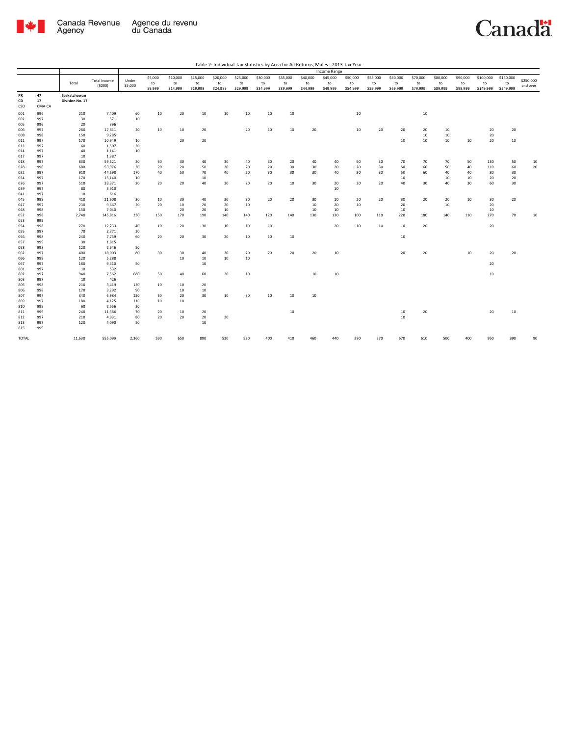Table 2: Individual Tax Statistics by Area for All Returns, Males - 2013 Tax Year

| | | Total | Total Income ($000) | Income Range | | | | | | | | | | | | | | | | | | |
|---|---|---|---|---|---|---|---|---|---|---|---|---|---|---|---|---|---|---|---|---|---|---|
| | | | | Under $5,000 | $5,000 to $9,999 | $10,000 to $14,999 | $15,000 to $19,999 | $20,000 to $24,999 | $25,000 to $29,999 | $30,000 to $34,999 | $35,000 to $39,999 | $40,000 to $44,999 | $45,000 to $49,999 | $50,000 to $54,999 | $55,000 to $59,999 | $60,000 to $69,999 | $70,000 to $79,999 | $80,000 to $89,999 | $90,000 to $99,999 | $100,000 to $149,999 | $150,000 to $249,999 | $250,000 and over |
| **PR** | **47** | **Saskatchewan** | | | | | | | | | | | | | | | | | | | | |
| **CD** | **17** | **Division No. 17** | | | | | | | | | | | | | | | | | | | | |
| **CSD** | **CMA-CA** | | | | | | | | | | | | | | | | | | | | | |
| 001 | 996 | 210 | 7,409 | 60 | 10 | 20 | 10 | 10 | 10 | 10 | 10 | | | 10 | | | 10 | | | | | |
| 002 | 997 | 30 | 571 | 10 | | | | | | | | | | | | | | | | | | |
| 005 | 996 | 20 | 396 | | | | | | | | | | | | | | | | | | | |
| 006 | 997 | 280 | 17,611 | 20 | 10 | 10 | 20 | | 20 | 10 | 10 | 20 | | 10 | 20 | 20 | 20 | 10 | | 20 | 20 | |
| 008 | 998 | 150 | 9,285 | | | | | | | | | | | | | | 10 | 10 | | 20 | | |
| 011 | 997 | 170 | 10,949 | 10 | | 20 | 20 | | | | | | | | | 10 | 10 | 10 | 10 | 20 | 10 | |
| 013 | 997 | 60 | 1,507 | 30 | | | | | | | | | | | | | | | | | | |
| 014 | 997 | 40 | 1,141 | 10 | | | | | | | | | | | | | | | | | | |
| 017 | 997 | 10 | 1,387 | | | | | | | | | | | | | | | | | | | |
| 018 | 997 | 830 | 59,521 | 20 | 30 | 30 | 40 | 30 | 40 | 30 | 20 | 40 | 40 | 60 | 30 | 70 | 70 | 70 | 50 | 130 | 50 | 10 |
| 028 | 996 | 680 | 53,976 | 30 | 20 | 20 | 50 | 20 | 20 | 20 | 30 | 30 | 20 | 20 | 30 | 50 | 60 | 50 | 40 | 110 | 60 | 20 |
| 032 | 997 | 910 | 44,598 | 170 | 40 | 50 | 70 | 40 | 50 | 30 | 30 | 30 | 40 | 30 | 30 | 50 | 60 | 40 | 40 | 80 | 30 | |
| 034 | 997 | 170 | 15,140 | 10 | | | 10 | | | | | | | | | 10 | | 10 | 10 | 20 | 20 | |
| 036 | 997 | 510 | 33,371 | 20 | 20 | 20 | 40 | 30 | 20 | 20 | 10 | 30 | 20 | 20 | 20 | 40 | 30 | 40 | 30 | 60 | 30 | |
| 039 | 997 | 80 | 3,910 | | | | | | | | | | 10 | | | | | | | | | |
| 041 | 997 | 10 | 616 | | | | | | | | | | | | | | | | | | | |
| 045 | 998 | 410 | 21,608 | 20 | 10 | 30 | 40 | 30 | 30 | 20 | 20 | 30 | 10 | 20 | 20 | 30 | 20 | 20 | 10 | 30 | 20 | |
| 047 | 997 | 230 | 9,667 | 20 | 20 | 10 | 20 | 20 | 10 | | | 10 | 20 | 10 | | 20 | | 10 | | 20 | | |
| 048 | 998 | 150 | 7,040 | | | 20 | 20 | 10 | | | | 10 | 10 | | | 10 | | | | 10 | | |
| 052 | 998 | 2,740 | 145,816 | 230 | 150 | 170 | 190 | 140 | 140 | 120 | 140 | 130 | 130 | 100 | 110 | 220 | 180 | 140 | 110 | 270 | 70 | 10 |
| 053 | 999 | | | | | | | | | | | | | | | | | | | | | |
| 054 | 998 | 270 | 12,233 | 40 | 10 | 20 | 30 | 10 | 10 | 10 | | | 20 | 10 | 10 | 10 | 20 | | | 20 | | |
| 055 | 997 | 70 | 2,771 | 20 | | | | | | | | | | | | | | | | | | |
| 056 | 998 | 240 | 7,759 | 60 | 20 | 20 | 30 | 20 | 10 | 10 | 10 | | | | | 10 | | | | | | |
| 057 | 999 | 30 | 1,815 | | | | | | | | | | | | | | | | | | | |
| 058 | 998 | 120 | 2,646 | 50 | | | | | | | | | | | | | | | | | | |
| 062 | 997 | 400 | 18,003 | 80 | 30 | 30 | 40 | 20 | 20 | 20 | 20 | 20 | 10 | | | 20 | 20 | | 10 | 20 | 20 | |
| 066 | 998 | 120 | 5,288 | | | 10 | 10 | 10 | 10 | | | | | | | | | | | | | |
| 067 | 997 | 180 | 9,310 | 50 | | | 10 | | | | | | | | | | | | | 20 | | |
| 801 | 997 | 10 | 532 | | | | | | | | | | | | | | | | | | | |
| 802 | 997 | 940 | 7,562 | 680 | 50 | 40 | 60 | 20 | 10 | | | 10 | 10 | | | | | | | 10 | | |
| 803 | 997 | 10 | 426 | | | | | | | | | | | | | | | | | | | |
| 805 | 998 | 210 | 3,419 | 120 | 10 | 10 | 20 | | | | | | | | | | | | | | | |
| 806 | 998 | 170 | 3,292 | 90 | | 10 | 10 | | | | | | | | | | | | | | | |
| 807 | 997 | 340 | 6,984 | 150 | 30 | 20 | 30 | 10 | 30 | 10 | 10 | 10 | | | | | | | | | | |
| 809 | 997 | 180 | 4,125 | 110 | 10 | 10 | | | | | | | | | | | | | | | | |
| 810 | 999 | 60 | 2,656 | 30 | | | | | | | | | | | | | | | | | | |
| 811 | 999 | 240 | 11,366 | 70 | 20 | 10 | 20 | | | | 10 | | | | | 10 | 20 | | | 20 | 10 | |
| 812 | 997 | 210 | 4,931 | 80 | 20 | 20 | 20 | 20 | | | | | | | | 10 | | | | | | |
| 813 | 997 | 120 | 4,090 | 50 | | | 10 | | | | | | | | | | | | | | | |
| 815 | 999 | | | | | | | | | | | | | | | | | | | | | |
| TOTAL | | 11,630 | 555,099 | 2,360 | 590 | 650 | 890 | 530 | 530 | 400 | 410 | 460 | 440 | 390 | 370 | 670 | 610 | 500 | 400 | 950 | 390 | 90 |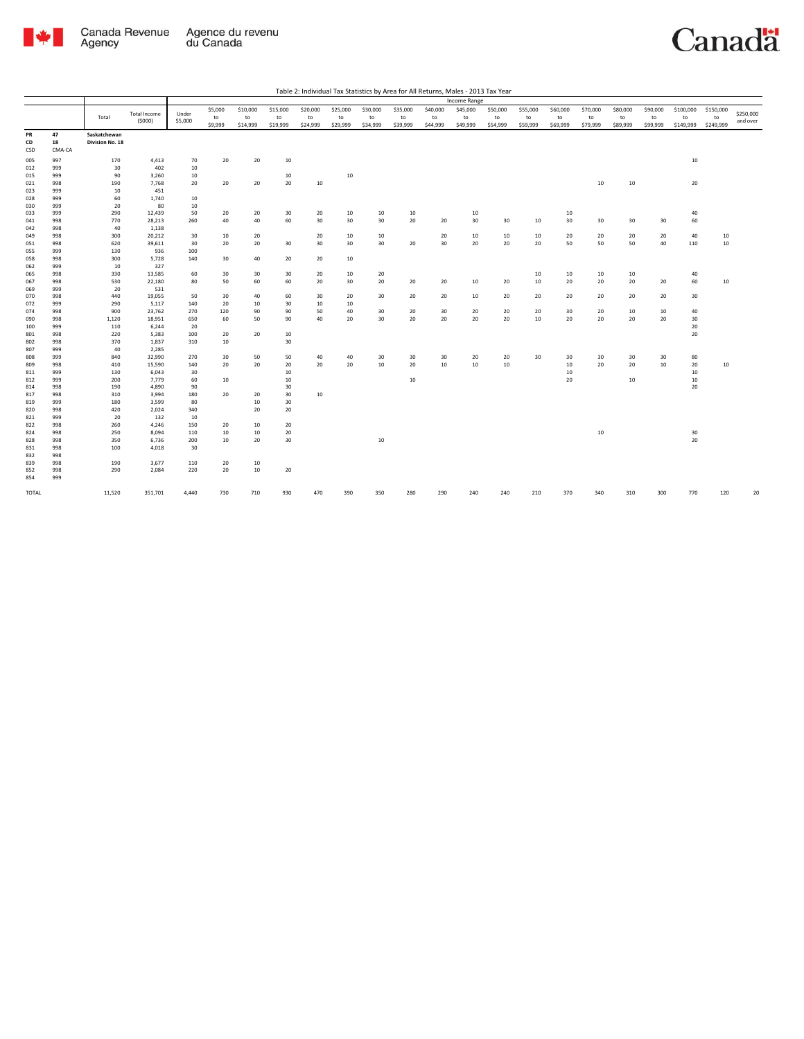Table 2: Individual Tax Statistics by Area for All Returns, Males - 2013 Tax Year

| | | Total | Total Income ($000) | Income Range | | | | | | | | | | | | | | | | | | |
|---|---|---|---|---|---|---|---|---|---|---|---|---|---|---|---|---|---|---|---|---|---|---|
| | | | | Under $5,000 | $5,000 to $9,999 | $10,000 to $14,999 | $15,000 to $19,999 | $20,000 to $24,999 | $25,000 to $29,999 | $30,000 to $34,999 | $35,000 to $39,999 | $40,000 to $44,999 | $45,000 to $49,999 | $50,000 to $54,999 | $55,000 to $59,999 | $60,000 to $69,999 | $70,000 to $79,999 | $80,000 to $89,999 | $90,000 to $99,999 | $100,000 to $149,999 | $150,000 to $249,999 | $250,000 and over |
| **PR** | **47** | **Saskatchewan** | | | | | | | | | | | | | | | | | | | | |
| **CD** | **18** | **Division No. 18** | | | | | | | | | | | | | | | | | | | | |
| CSD | CMA-CA | | | | | | | | | | | | | | | | | | | | | |
| 005 | 997 | 170 | 4,413 | 70 | 20 | 20 | 10 | | | | | | | | | | | | | 10 | | |
| 012 | 999 | 30 | 402 | 10 | | | | | | | | | | | | | | | | | | |
| 015 | 999 | 90 | 3,260 | 10 | | | 10 | | 10 | | | | | | | | | | | | | |
| 021 | 998 | 190 | 7,768 | 20 | 20 | 20 | 20 | 10 | | | | | | | | | 10 | 10 | | 20 | | |
| 023 | 999 | 10 | 451 | | | | | | | | | | | | | | | | | | | |
| 028 | 999 | 60 | 1,740 | 10 | | | | | | | | | | | | | | | | | | |
| 030 | 999 | 20 | 80 | 10 | | | | | | | | | | | | | | | | | | |
| 033 | 999 | 290 | 12,439 | 50 | 20 | 20 | 30 | 20 | 10 | 10 | 10 | | 10 | | | 10 | | | | 40 | | |
| 041 | 998 | 770 | 28,213 | 260 | 40 | 40 | 60 | 30 | 30 | 30 | 20 | 20 | 30 | 30 | 10 | 30 | 30 | 30 | 30 | 60 | | |
| 042 | 998 | 40 | 1,138 | | | | | | | | | | | | | | | | | | | |
| 049 | 998 | 300 | 20,212 | 30 | 10 | 20 | | 20 | 10 | 10 | | 20 | 10 | 10 | 10 | 20 | 20 | 20 | 20 | 40 | 10 | |
| 051 | 998 | 620 | 39,611 | 30 | 20 | 20 | 30 | 30 | 30 | 30 | 20 | 30 | 20 | 20 | 20 | 50 | 50 | 50 | 40 | 110 | 10 | |
| 055 | 999 | 130 | 936 | 100 | | | | | | | | | | | | | | | | | | |
| 058 | 998 | 300 | 5,728 | 140 | 30 | 40 | 20 | 20 | 10 | | | | | | | | | | | | | |
| 062 | 999 | 10 | 327 | | | | | | | | | | | | | | | | | | | |
| 065 | 998 | 330 | 13,585 | 60 | 30 | 30 | 30 | 20 | 10 | 20 | | | | | 10 | 10 | 10 | 10 | | 40 | | |
| 067 | 998 | 530 | 22,180 | 80 | 50 | 60 | 60 | 20 | 30 | 20 | 20 | 20 | 10 | 20 | 10 | 20 | 20 | 20 | 20 | 60 | 10 | |
| 069 | 999 | 20 | 531 | | | | | | | | | | | | | | | | | | | |
| 070 | 998 | 440 | 19,055 | 50 | 30 | 40 | 60 | 30 | 20 | 30 | 20 | 20 | 10 | 20 | 20 | 20 | 20 | 20 | 20 | 30 | | |
| 072 | 999 | 290 | 5,117 | 140 | 20 | 10 | 30 | 10 | 10 | | | | | | | | | | | | | |
| 074 | 998 | 900 | 23,762 | 270 | 120 | 90 | 90 | 50 | 40 | 30 | 20 | 30 | 20 | 20 | 20 | 30 | 20 | 10 | 10 | 40 | | |
| 090 | 998 | 1,120 | 18,951 | 650 | 60 | 50 | 90 | 40 | 20 | 30 | 20 | 20 | 20 | 20 | 10 | 20 | 20 | 20 | 20 | 30 | | |
| 100 | 999 | 110 | 6,244 | 20 | | | | | | | | | | | | | | | | 20 | | |
| 801 | 998 | 220 | 5,383 | 100 | 20 | 20 | 10 | | | | | | | | | | | | | 20 | | |
| 802 | 998 | 370 | 1,837 | 310 | 10 | | 30 | | | | | | | | | | | | | | | |
| 807 | 999 | 40 | 2,285 | | | | | | | | | | | | | | | | | | | |
| 808 | 999 | 840 | 32,990 | 270 | 30 | 50 | 50 | 40 | 40 | 30 | 30 | 30 | 20 | 20 | 30 | 30 | 30 | 30 | 30 | 80 | | |
| 809 | 998 | 410 | 15,590 | 140 | 20 | 20 | 20 | 20 | 20 | 10 | 20 | 10 | 10 | 10 | | 10 | 20 | 20 | 10 | 20 | 10 | |
| 811 | 999 | 130 | 6,043 | 30 | | | 10 | | | | | | | | | 10 | | | | 10 | | |
| 812 | 999 | 200 | 7,779 | 60 | 10 | | 10 | | | | 10 | | | | | 20 | | 10 | | 10 | | |
| 814 | 998 | 190 | 4,890 | 90 | | | 30 | | | | | | | | | | | | | 20 | | |
| 817 | 998 | 310 | 3,994 | 180 | 20 | 20 | 30 | 10 | | | | | | | | | | | | | | |
| 819 | 999 | 180 | 3,599 | 80 | | 10 | 30 | | | | | | | | | | | | | | | |
| 820 | 998 | 420 | 2,024 | 340 | | 20 | 20 | | | | | | | | | | | | | | | |
| 821 | 999 | 20 | 132 | 10 | | | | | | | | | | | | | | | | | | |
| 822 | 998 | 260 | 4,246 | 150 | 20 | 10 | 20 | | | | | | | | | | | | | | | |
| 824 | 998 | 250 | 8,094 | 110 | 10 | 10 | 20 | | | | | | | | | | 10 | | | 30 | | |
| 828 | 998 | 350 | 6,736 | 200 | 10 | 20 | 30 | | | 10 | | | | | | | | | | 20 | | |
| 831 | 998 | 100 | 4,018 | 30 | | | | | | | | | | | | | | | | | | |
| 832 | 998 | | | | | | | | | | | | | | | | | | | | | |
| 839 | 998 | 190 | 3,677 | 110 | 20 | 10 | | | | | | | | | | | | | | | | |
| 852 | 998 | 290 | 2,084 | 220 | 20 | 10 | 20 | | | | | | | | | | | | | | | |
| 854 | 999 | | | | | | | | | | | | | | | | | | | | | |
| TOTAL | | 11,520 | 351,701 | 4,440 | 730 | 710 | 930 | 470 | 390 | 350 | 280 | 290 | 240 | 240 | 210 | 370 | 340 | 310 | 300 | 770 | 120 | 20 |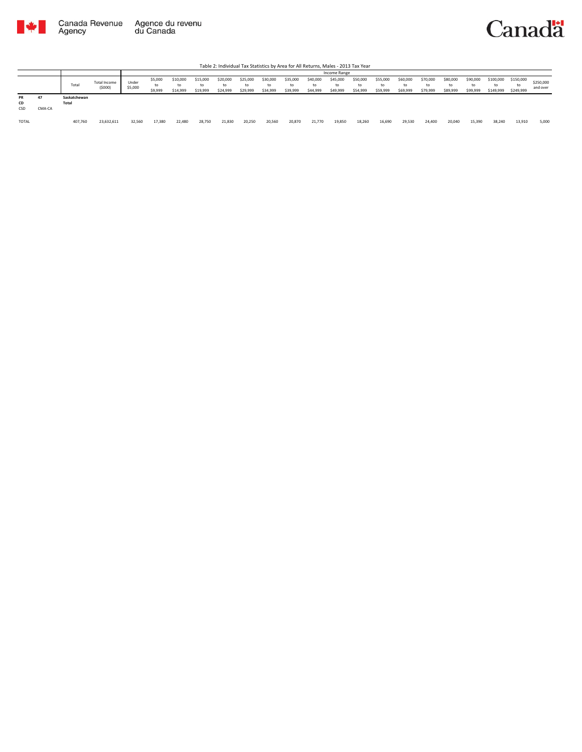Table 2: Individual Tax Statistics by Area for All Returns, Males - 2013 Tax Year

| | | Total | Total Income ($000) | Income Range | | | | | | | | | | | | | | | | | | | |
|---|---|---|---|---|---|---|---|---|---|---|---|---|---|---|---|---|---|---|---|---|---|---|---|
| | | | | Under $5,000 | $5,000 to $9,999 | $10,000 to $14,999 | $15,000 to $19,999 | $20,000 to $24,999 | $25,000 to $29,999 | $30,000 to $34,999 | $35,000 to $39,999 | $40,000 to $44,999 | $45,000 to $49,999 | $50,000 to $54,999 | $55,000 to $59,999 | $60,000 to $69,999 | $70,000 to $79,999 | $80,000 to $89,999 | $90,000 to $99,999 | $100,000 to $149,999 | $150,000 to $249,999 | $250,000 and over |
| **PR** | **47** | **Saskatchewan** | | | | | | | | | | | | | | | | | | | | | |
| **CD** | | **Total** | | | | | | | | | | | | | | | | | | | | | |
| CSD | CMA-CA | | | | | | | | | | | | | | | | | | | | | | |
| TOTAL | | 407,760 | 23,632,611 | 32,560 | 17,380 | 22,480 | 28,750 | 21,830 | 20,250 | 20,560 | 20,870 | 21,770 | 19,850 | 18,260 | 16,690 | 29,530 | 24,400 | 20,040 | 15,390 | 38,240 | 13,910 | 5,000 |